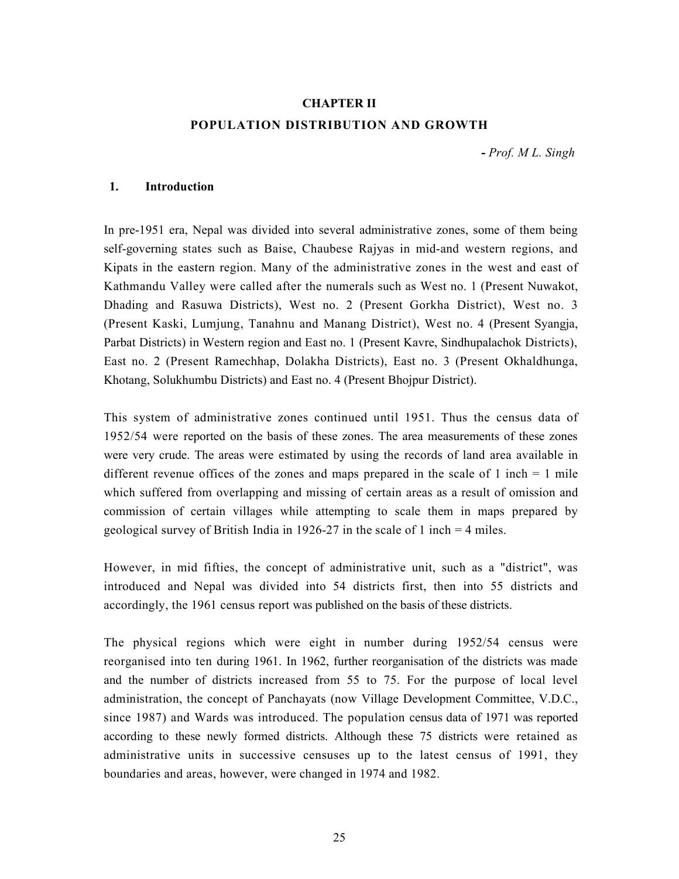# CHAPTER II

## POPULATION DISTRIBUTION AND GROWTH

*- Prof. M L. Singh*

### 1. Introduction

In pre-1951 era, Nepal was divided into several administrative zones, some of them being self-governing states such as Baise, Chaubese Rajyas in mid-and western regions, and Kipats in the eastern region. Many of the administrative zones in the west and east of Kathmandu Valley were called after the numerals such as West no. 1 (Present Nuwakot, Dhading and Rasuwa Districts), West no. 2 (Present Gorkha District), West no. 3 (Present Kaski, Lumjung, Tanahnu and Manang District), West no. 4 (Present Syangja, Parbat Districts) in Western region and East no. 1 (Present Kavre, Sindhupalachok Districts), East no. 2 (Present Ramechhap, Dolakha Districts), East no. 3 (Present Okhaldhunga, Khotang, Solukhumbu Districts) and East no. 4 (Present Bhojpur District).

This system of administrative zones continued until 1951. Thus the census data of 1952/54 were reported on the basis of these zones. The area measurements of these zones were very crude. The areas were estimated by using the records of land area available in different revenue offices of the zones and maps prepared in the scale of 1 inch = 1 mile which suffered from overlapping and missing of certain areas as a result of omission and commission of certain villages while attempting to scale them in maps prepared by geological survey of British India in 1926-27 in the scale of 1 inch = 4 miles.

However, in mid fifties, the concept of administrative unit, such as a "district", was introduced and Nepal was divided into 54 districts first, then into 55 districts and accordingly, the 1961 census report was published on the basis of these districts.

The physical regions which were eight in number during 1952/54 census were reorganised into ten during 1961. In 1962, further reorganisation of the districts was made and the number of districts increased from 55 to 75. For the purpose of local level administration, the concept of Panchayats (now Village Development Committee, V.D.C., since 1987) and Wards was introduced. The population census data of 1971 was reported according to these newly formed districts. Although these 75 districts were retained as administrative units in successive censuses up to the latest census of 1991, they boundaries and areas, however, were changed in 1974 and 1982.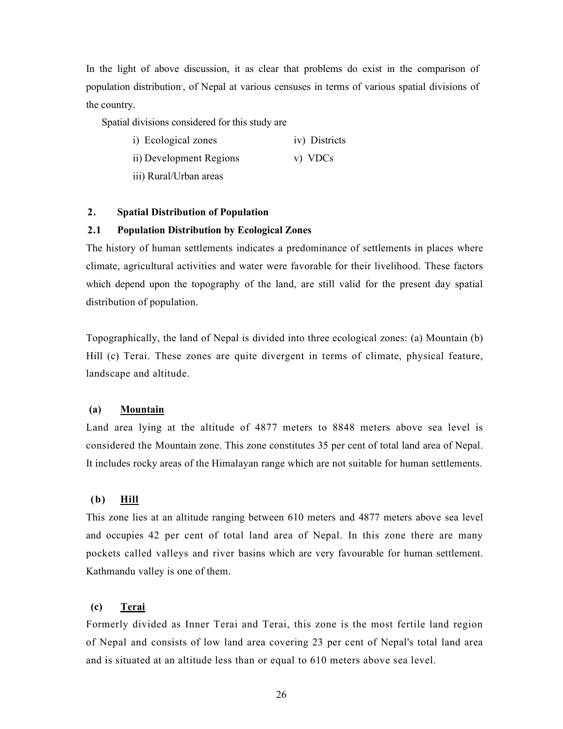In the light of above discussion, it as clear that problems do exist in the comparison of population distribution, of Nepal at various censuses in terms of various spatial divisions of the country.

Spatial divisions considered for this study are

- i) Ecological zones
- ii) Development Regions
- iii) Rural/Urban areas
- iv) Districts
- v) VDCs

## 2. Spatial Distribution of Population

### 2.1 Population Distribution by Ecological Zones

The history of human settlements indicates a predominance of settlements in places where climate, agricultural activities and water were favorable for their livelihood. These factors which depend upon the topography of the land, are still valid for the present day spatial distribution of population.

Topographically, the land of Nepal is divided into three ecological zones: (a) Mountain (b) Hill (c) Terai. These zones are quite divergent in terms of climate, physical feature, landscape and altitude.

**(a) Mountain**

Land area lying at the altitude of 4877 meters to 8848 meters above sea level is considered the Mountain zone. This zone constitutes 35 per cent of total land area of Nepal. It includes rocky areas of the Himalayan range which are not suitable for human settlements.

**(b) Hill**

This zone lies at an altitude ranging between 610 meters and 4877 meters above sea level and occupies 42 per cent of total land area of Nepal. In this zone there are many pockets called valleys and river basins which are very favourable for human settlement. Kathmandu valley is one of them.

**(c) Terai**

Formerly divided as Inner Terai and Terai, this zone is the most fertile land region of Nepal and consists of low land area covering 23 per cent of Nepal's total land area and is situated at an altitude less than or equal to 610 meters above sea level.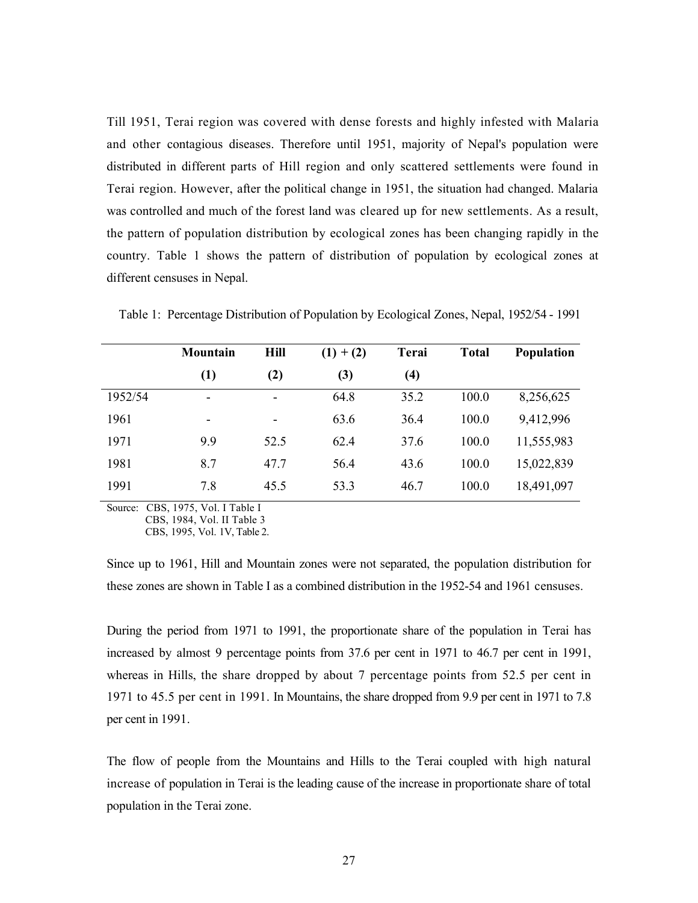Till 1951, Terai region was covered with dense forests and highly infested with Malaria and other contagious diseases. Therefore until 1951, majority of Nepal's population were distributed in different parts of Hill region and only scattered settlements were found in Terai region. However, after the political change in 1951, the situation had changed. Malaria was controlled and much of the forest land was cleared up for new settlements. As a result, the pattern of population distribution by ecological zones has been changing rapidly in the country. Table 1 shows the pattern of distribution of population by ecological zones at different censuses in Nepal.

Table 1: Percentage Distribution of Population by Ecological Zones, Nepal, 1952/54 - 1991

| | **Mountain (1)** | **Hill (2)** | **(1) + (2) (3)** | **Terai (4)** | **Total** | **Population** |
|---|---|---|---|---|---|---|
| 1952/54 | - | - | 64.8 | 35.2 | 100.0 | 8,256,625 |
| 1961 | - | - | 63.6 | 36.4 | 100.0 | 9,412,996 |
| 1971 | 9.9 | 52.5 | 62.4 | 37.6 | 100.0 | 11,555,983 |
| 1981 | 8.7 | 47.7 | 56.4 | 43.6 | 100.0 | 15,022,839 |
| 1991 | 7.8 | 45.5 | 53.3 | 46.7 | 100.0 | 18,491,097 |

Source: CBS, 1975, Vol. I Table I
CBS, 1984, Vol. II Table 3
CBS, 1995, Vol. 1V, Table 2.

Since up to 1961, Hill and Mountain zones were not separated, the population distribution for these zones are shown in Table I as a combined distribution in the 1952-54 and 1961 censuses.

During the period from 1971 to 1991, the proportionate share of the population in Terai has increased by almost 9 percentage points from 37.6 per cent in 1971 to 46.7 per cent in 1991, whereas in Hills, the share dropped by about 7 percentage points from 52.5 per cent in 1971 to 45.5 per cent in 1991. In Mountains, the share dropped from 9.9 per cent in 1971 to 7.8 per cent in 1991.

The flow of people from the Mountains and Hills to the Terai coupled with high natural increase of population in Terai is the leading cause of the increase in proportionate share of total population in the Terai zone.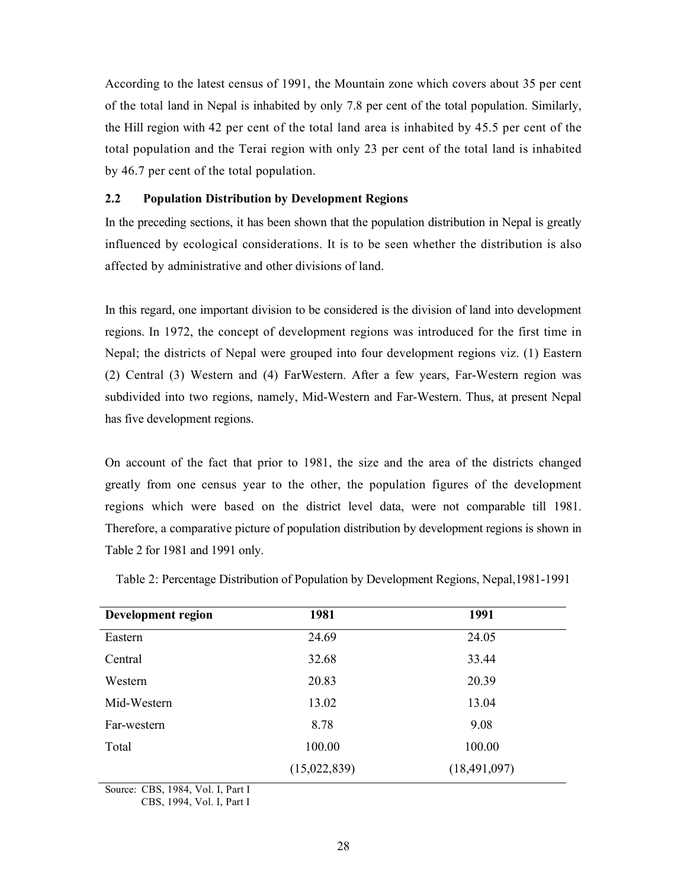According to the latest census of 1991, the Mountain zone which covers about 35 per cent of the total land in Nepal is inhabited by only 7.8 per cent of the total population. Similarly, the Hill region with 42 per cent of the total land area is inhabited by 45.5 per cent of the total population and the Terai region with only 23 per cent of the total land is inhabited by 46.7 per cent of the total population.

## 2.2 Population Distribution by Development Regions

In the preceding sections, it has been shown that the population distribution in Nepal is greatly influenced by ecological considerations. It is to be seen whether the distribution is also affected by administrative and other divisions of land.

In this regard, one important division to be considered is the division of land into development regions. In 1972, the concept of development regions was introduced for the first time in Nepal; the districts of Nepal were grouped into four development regions viz. (1) Eastern (2) Central (3) Western and (4) FarWestern. After a few years, Far-Western region was subdivided into two regions, namely, Mid-Western and Far-Western. Thus, at present Nepal has five development regions.

On account of the fact that prior to 1981, the size and the area of the districts changed greatly from one census year to the other, the population figures of the development regions which were based on the district level data, were not comparable till 1981. Therefore, a comparative picture of population distribution by development regions is shown in Table 2 for 1981 and 1991 only.

Table 2: Percentage Distribution of Population by Development Regions, Nepal,1981-1991

| Development region | 1981 | 1991 |
|---|---|---|
| Eastern | 24.69 | 24.05 |
| Central | 32.68 | 33.44 |
| Western | 20.83 | 20.39 |
| Mid-Western | 13.02 | 13.04 |
| Far-western | 8.78 | 9.08 |
| Total | 100.00 | 100.00 |
| | (15,022,839) | (18,491,097) |

Source: CBS, 1984, Vol. I, Part I
CBS, 1994, Vol. I, Part I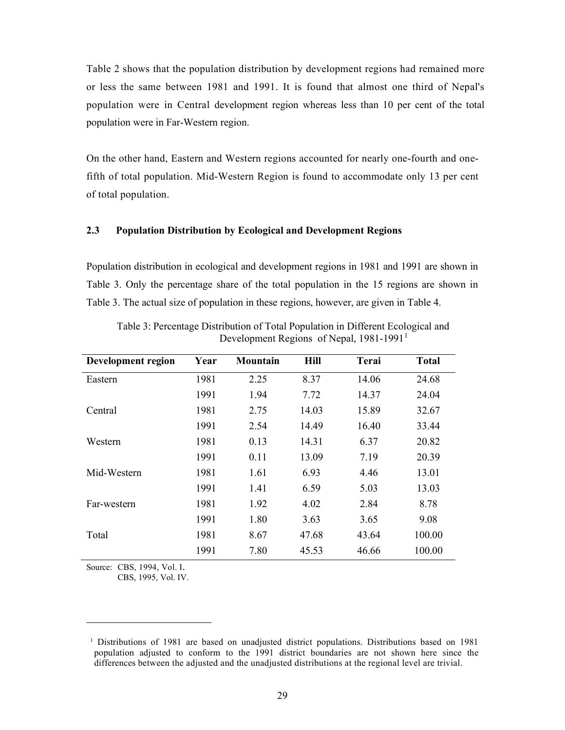Table 2 shows that the population distribution by development regions had remained more or less the same between 1981 and 1991. It is found that almost one third of Nepal's population were in Central development region whereas less than 10 per cent of the total population were in Far-Western region.

On the other hand, Eastern and Western regions accounted for nearly one-fourth and one-fifth of total population. Mid-Western Region is found to accommodate only 13 per cent of total population.

### 2.3 Population Distribution by Ecological and Development Regions

Population distribution in ecological and development regions in 1981 and 1991 are shown in Table 3. Only the percentage share of the total population in the 15 regions are shown in Table 3. The actual size of population in these regions, however, are given in Table 4.

Table 3: Percentage Distribution of Total Population in Different Ecological and Development Regions of Nepal, 1981-1991[1]

| Development region | Year | Mountain | Hill | Terai | Total |
|---|---|---|---|---|---|
| Eastern | 1981 | 2.25 | 8.37 | 14.06 | 24.68 |
| | 1991 | 1.94 | 7.72 | 14.37 | 24.04 |
| Central | 1981 | 2.75 | 14.03 | 15.89 | 32.67 |
| | 1991 | 2.54 | 14.49 | 16.40 | 33.44 |
| Western | 1981 | 0.13 | 14.31 | 6.37 | 20.82 |
| | 1991 | 0.11 | 13.09 | 7.19 | 20.39 |
| Mid-Western | 1981 | 1.61 | 6.93 | 4.46 | 13.01 |
| | 1991 | 1.41 | 6.59 | 5.03 | 13.03 |
| Far-western | 1981 | 1.92 | 4.02 | 2.84 | 8.78 |
| | 1991 | 1.80 | 3.63 | 3.65 | 9.08 |
| Total | 1981 | 8.67 | 47.68 | 43.64 | 100.00 |
| | 1991 | 7.80 | 45.53 | 46.66 | 100.00 |

Source: CBS, 1994, Vol. I.
CBS, 1995, Vol. IV.

[1] Distributions of 1981 are based on unadjusted district populations. Distributions based on 1981 population adjusted to conform to the 1991 district boundaries are not shown here since the differences between the adjusted and the unadjusted distributions at the regional level are trivial.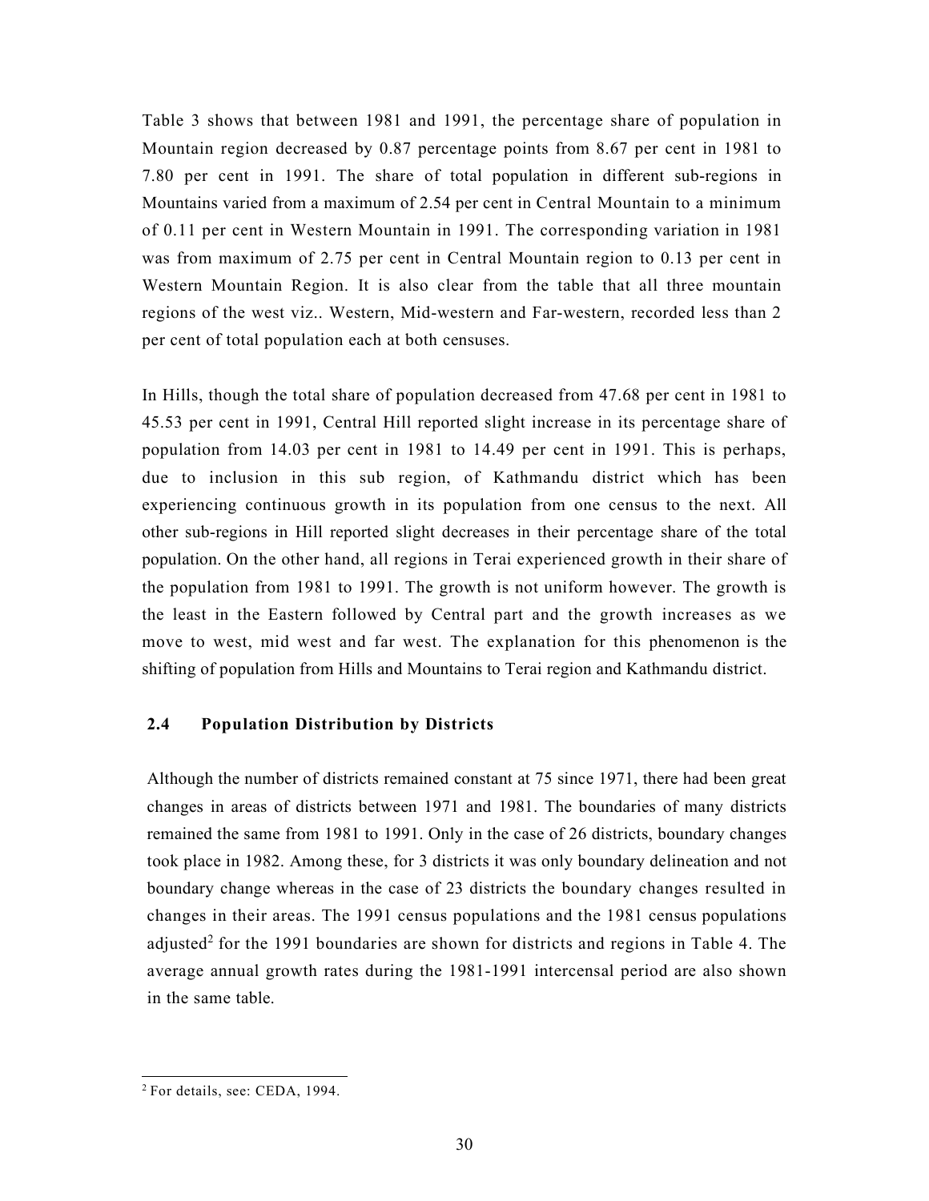Table 3 shows that between 1981 and 1991, the percentage share of population in Mountain region decreased by 0.87 percentage points from 8.67 per cent in 1981 to 7.80 per cent in 1991. The share of total population in different sub-regions in Mountains varied from a maximum of 2.54 per cent in Central Mountain to a minimum of 0.11 per cent in Western Mountain in 1991. The corresponding variation in 1981 was from maximum of 2.75 per cent in Central Mountain region to 0.13 per cent in Western Mountain Region. It is also clear from the table that all three mountain regions of the west viz.. Western, Mid-western and Far-western, recorded less than 2 per cent of total population each at both censuses.

In Hills, though the total share of population decreased from 47.68 per cent in 1981 to 45.53 per cent in 1991, Central Hill reported slight increase in its percentage share of population from 14.03 per cent in 1981 to 14.49 per cent in 1991. This is perhaps, due to inclusion in this sub region, of Kathmandu district which has been experiencing continuous growth in its population from one census to the next. All other sub-regions in Hill reported slight decreases in their percentage share of the total population. On the other hand, all regions in Terai experienced growth in their share of the population from 1981 to 1991. The growth is not uniform however. The growth is the least in the Eastern followed by Central part and the growth increases as we move to west, mid west and far west. The explanation for this phenomenon is the shifting of population from Hills and Mountains to Terai region and Kathmandu district.

### 2.4 Population Distribution by Districts

Although the number of districts remained constant at 75 since 1971, there had been great changes in areas of districts between 1971 and 1981. The boundaries of many districts remained the same from 1981 to 1991. Only in the case of 26 districts, boundary changes took place in 1982. Among these, for 3 districts it was only boundary delineation and not boundary change whereas in the case of 23 districts the boundary changes resulted in changes in their areas. The 1991 census populations and the 1981 census populations adjusted[2] for the 1991 boundaries are shown for districts and regions in Table 4. The average annual growth rates during the 1981-1991 intercensal period are also shown in the same table.

[2] For details, see: CEDA, 1994.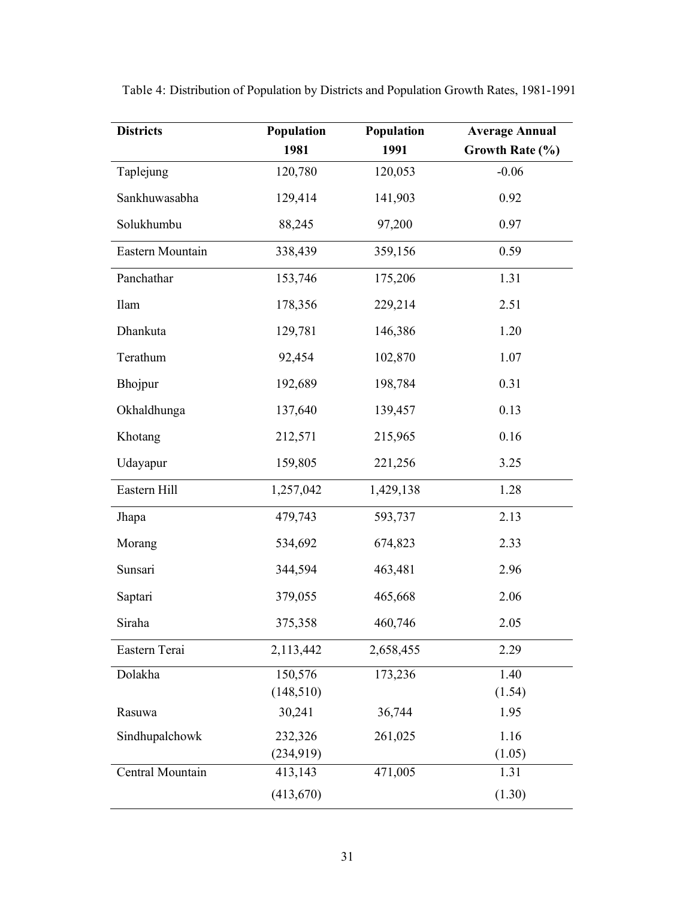Table 4: Distribution of Population by Districts and Population Growth Rates, 1981-1991

| Districts | Population 1981 | Population 1991 | Average Annual Growth Rate (%) |
|---|---|---|---|
| Taplejung | 120,780 | 120,053 | -0.06 |
| Sankhuwasabha | 129,414 | 141,903 | 0.92 |
| Solukhumbu | 88,245 | 97,200 | 0.97 |
| Eastern Mountain | 338,439 | 359,156 | 0.59 |
| Panchathar | 153,746 | 175,206 | 1.31 |
| Ilam | 178,356 | 229,214 | 2.51 |
| Dhankuta | 129,781 | 146,386 | 1.20 |
| Terathum | 92,454 | 102,870 | 1.07 |
| Bhojpur | 192,689 | 198,784 | 0.31 |
| Okhaldhunga | 137,640 | 139,457 | 0.13 |
| Khotang | 212,571 | 215,965 | 0.16 |
| Udayapur | 159,805 | 221,256 | 3.25 |
| Eastern Hill | 1,257,042 | 1,429,138 | 1.28 |
| Jhapa | 479,743 | 593,737 | 2.13 |
| Morang | 534,692 | 674,823 | 2.33 |
| Sunsari | 344,594 | 463,481 | 2.96 |
| Saptari | 379,055 | 465,668 | 2.06 |
| Siraha | 375,358 | 460,746 | 2.05 |
| Eastern Terai | 2,113,442 | 2,658,455 | 2.29 |
| Dolakha | 150,576 (148,510) | 173,236 | 1.40 (1.54) |
| Rasuwa | 30,241 | 36,744 | 1.95 |
| Sindhupalchowk | 232,326 (234,919) | 261,025 | 1.16 (1.05) |
| Central Mountain | 413,143 (413,670) | 471,005 | 1.31 (1.30) |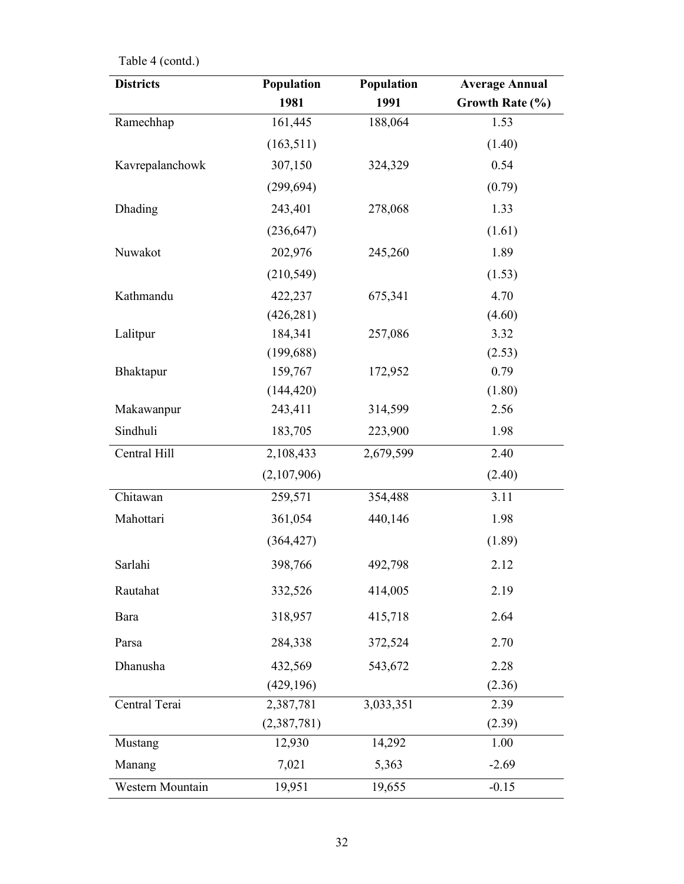Table 4 (contd.)

| Districts | Population 1981 | Population 1991 | Average Annual Growth Rate (%) |
|---|---|---|---|
| Ramechhap | 161,445 | 188,064 | 1.53 |
| | (163,511) | | (1.40) |
| Kavrepalanchowk | 307,150 | 324,329 | 0.54 |
| | (299,694) | | (0.79) |
| Dhading | 243,401 | 278,068 | 1.33 |
| | (236,647) | | (1.61) |
| Nuwakot | 202,976 | 245,260 | 1.89 |
| | (210,549) | | (1.53) |
| Kathmandu | 422,237 | 675,341 | 4.70 |
| | (426,281) | | (4.60) |
| Lalitpur | 184,341 | 257,086 | 3.32 |
| | (199,688) | | (2.53) |
| Bhaktapur | 159,767 | 172,952 | 0.79 |
| | (144,420) | | (1.80) |
| Makawanpur | 243,411 | 314,599 | 2.56 |
| Sindhuli | 183,705 | 223,900 | 1.98 |
| Central Hill | 2,108,433 | 2,679,599 | 2.40 |
| | (2,107,906) | | (2.40) |
| Chitawan | 259,571 | 354,488 | 3.11 |
| Mahottari | 361,054 | 440,146 | 1.98 |
| | (364,427) | | (1.89) |
| Sarlahi | 398,766 | 492,798 | 2.12 |
| Rautahat | 332,526 | 414,005 | 2.19 |
| Bara | 318,957 | 415,718 | 2.64 |
| Parsa | 284,338 | 372,524 | 2.70 |
| Dhanusha | 432,569 | 543,672 | 2.28 |
| | (429,196) | | (2.36) |
| Central Terai | 2,387,781 | 3,033,351 | 2.39 |
| | (2,387,781) | | (2.39) |
| Mustang | 12,930 | 14,292 | 1.00 |
| Manang | 7,021 | 5,363 | -2.69 |
| Western Mountain | 19,951 | 19,655 | -0.15 |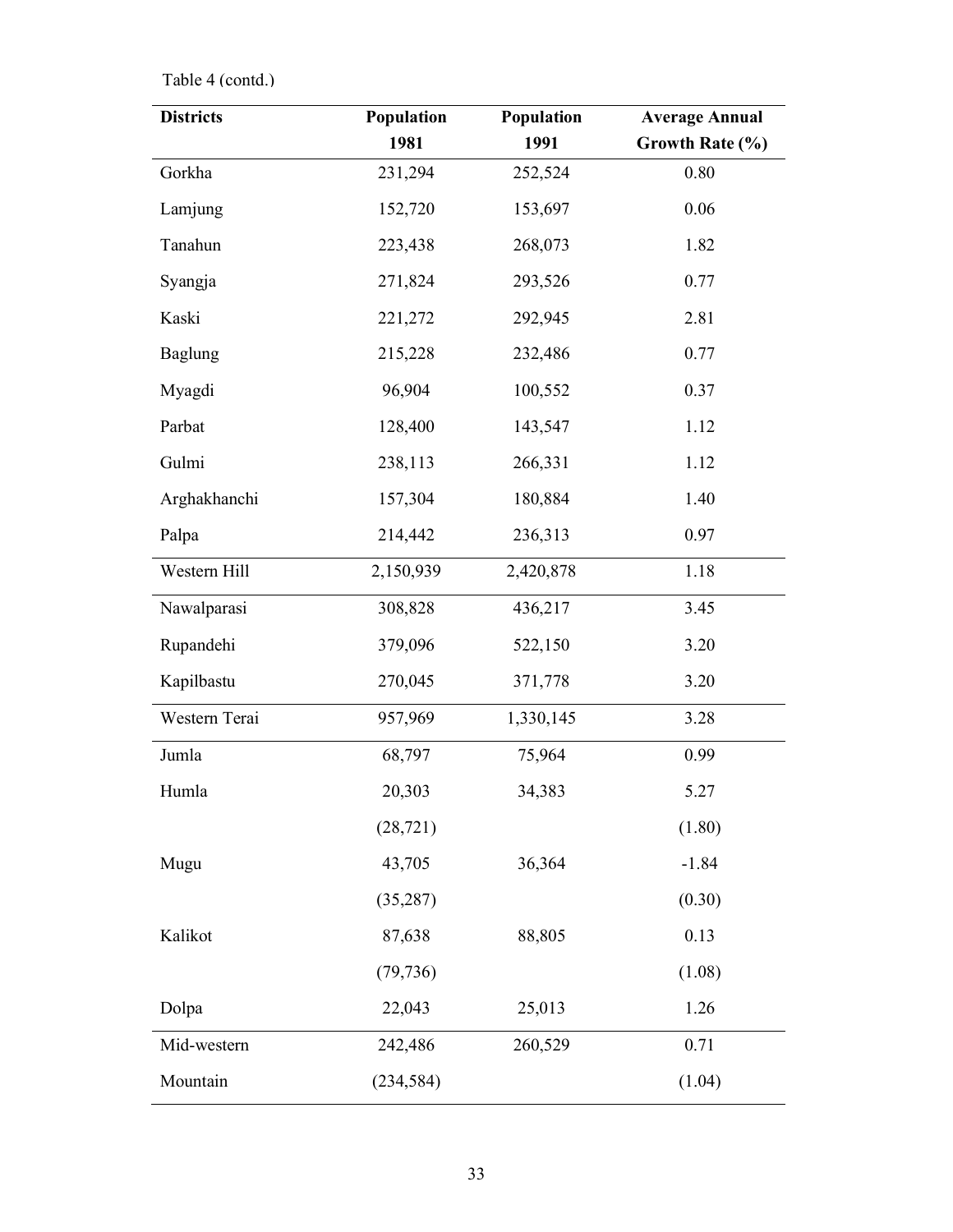Table 4 (contd.)

| Districts | Population 1981 | Population 1991 | Average Annual Growth Rate (%) |
|---|---|---|---|
| Gorkha | 231,294 | 252,524 | 0.80 |
| Lamjung | 152,720 | 153,697 | 0.06 |
| Tanahun | 223,438 | 268,073 | 1.82 |
| Syangja | 271,824 | 293,526 | 0.77 |
| Kaski | 221,272 | 292,945 | 2.81 |
| Baglung | 215,228 | 232,486 | 0.77 |
| Myagdi | 96,904 | 100,552 | 0.37 |
| Parbat | 128,400 | 143,547 | 1.12 |
| Gulmi | 238,113 | 266,331 | 1.12 |
| Arghakhanchi | 157,304 | 180,884 | 1.40 |
| Palpa | 214,442 | 236,313 | 0.97 |
| Western Hill | 2,150,939 | 2,420,878 | 1.18 |
| Nawalparasi | 308,828 | 436,217 | 3.45 |
| Rupandehi | 379,096 | 522,150 | 3.20 |
| Kapilbastu | 270,045 | 371,778 | 3.20 |
| Western Terai | 957,969 | 1,330,145 | 3.28 |
| Jumla | 68,797 | 75,964 | 0.99 |
| Humla | 20,303 | 34,383 | 5.27 |
| | (28,721) | | (1.80) |
| Mugu | 43,705 | 36,364 | -1.84 |
| | (35,287) | | (0.30) |
| Kalikot | 87,638 | 88,805 | 0.13 |
| | (79,736) | | (1.08) |
| Dolpa | 22,043 | 25,013 | 1.26 |
| Mid-western | 242,486 | 260,529 | 0.71 |
| Mountain | (234,584) | | (1.04) |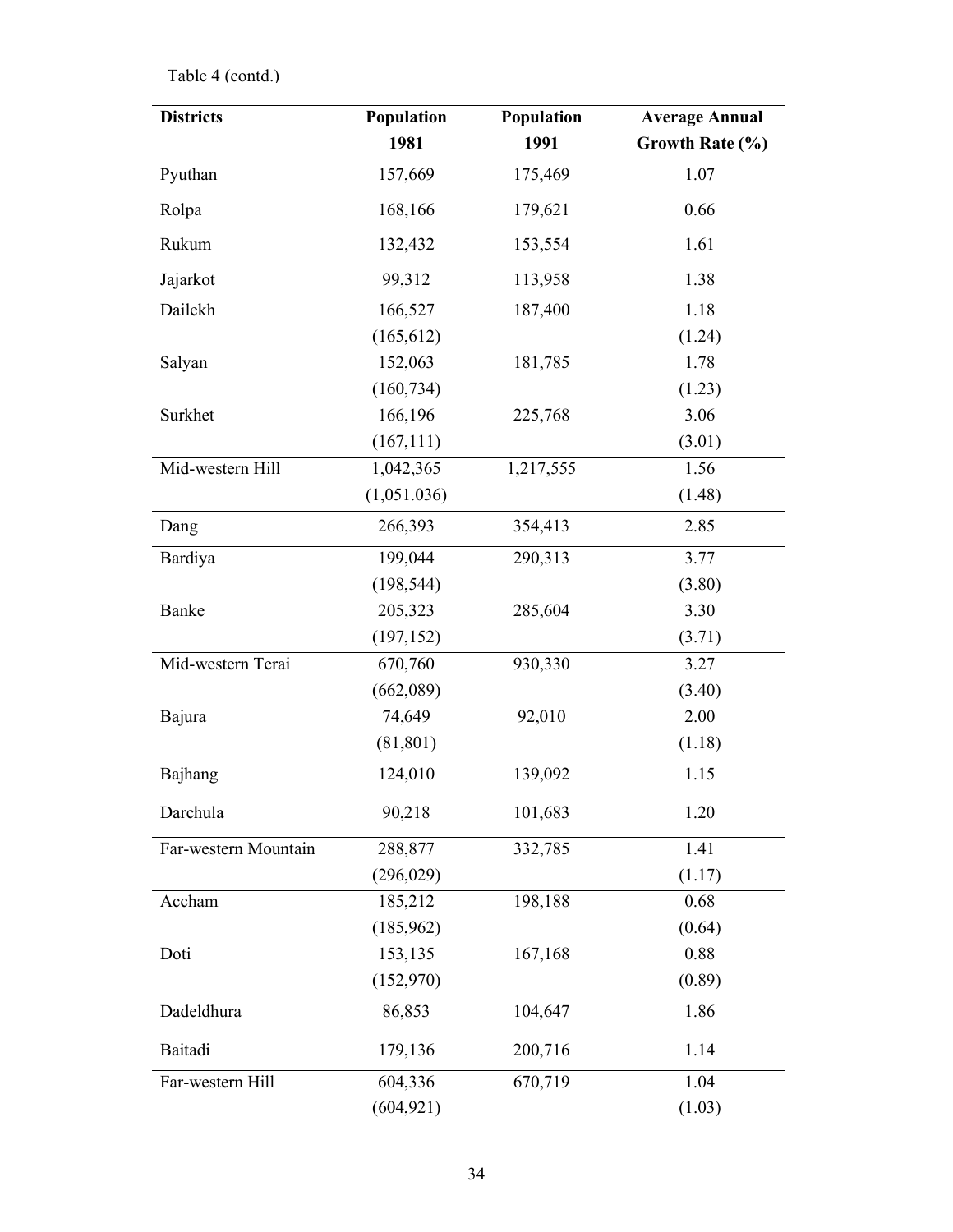Table 4 (contd.)

| Districts | Population 1981 | Population 1991 | Average Annual Growth Rate (%) |
|---|---|---|---|
| Pyuthan | 157,669 | 175,469 | 1.07 |
| Rolpa | 168,166 | 179,621 | 0.66 |
| Rukum | 132,432 | 153,554 | 1.61 |
| Jajarkot | 99,312 | 113,958 | 1.38 |
| Dailekh | 166,527 | 187,400 | 1.18 |
| | (165,612) | | (1.24) |
| Salyan | 152,063 | 181,785 | 1.78 |
| | (160,734) | | (1.23) |
| Surkhet | 166,196 | 225,768 | 3.06 |
| | (167,111) | | (3.01) |
| Mid-western Hill | 1,042,365 | 1,217,555 | 1.56 |
| | (1,051.036) | | (1.48) |
| Dang | 266,393 | 354,413 | 2.85 |
| Bardiya | 199,044 | 290,313 | 3.77 |
| | (198,544) | | (3.80) |
| Banke | 205,323 | 285,604 | 3.30 |
| | (197,152) | | (3.71) |
| Mid-western Terai | 670,760 | 930,330 | 3.27 |
| | (662,089) | | (3.40) |
| Bajura | 74,649 | 92,010 | 2.00 |
| | (81,801) | | (1.18) |
| Bajhang | 124,010 | 139,092 | 1.15 |
| Darchula | 90,218 | 101,683 | 1.20 |
| Far-western Mountain | 288,877 | 332,785 | 1.41 |
| | (296,029) | | (1.17) |
| Accham | 185,212 | 198,188 | 0.68 |
| | (185,962) | | (0.64) |
| Doti | 153,135 | 167,168 | 0.88 |
| | (152,970) | | (0.89) |
| Dadeldhura | 86,853 | 104,647 | 1.86 |
| Baitadi | 179,136 | 200,716 | 1.14 |
| Far-western Hill | 604,336 | 670,719 | 1.04 |
| | (604,921) | | (1.03) |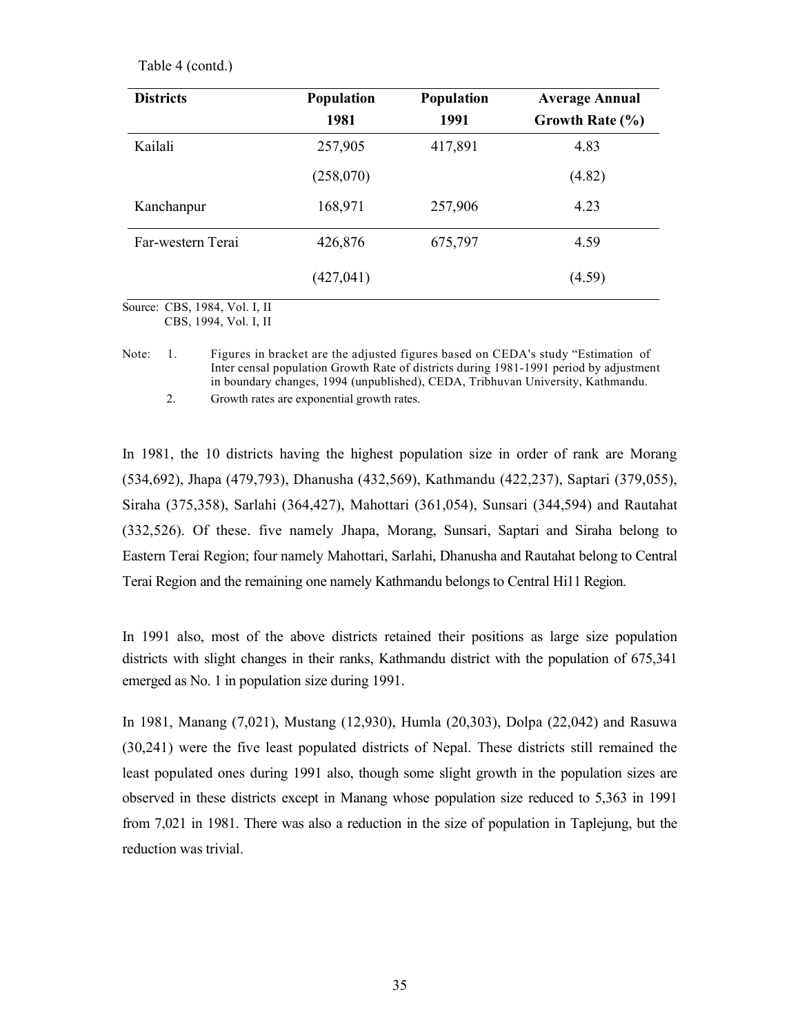Table 4 (contd.)

| Districts | Population 1981 | Population 1991 | Average Annual Growth Rate (%) |
|---|---|---|---|
| Kailali | 257,905 | 417,891 | 4.83 |
| | (258,070) | | (4.82) |
| Kanchanpur | 168,971 | 257,906 | 4.23 |
| Far-western Terai | 426,876 | 675,797 | 4.59 |
| | (427,041) | | (4.59) |

Source: CBS, 1984, Vol. I, II
CBS, 1994, Vol. I, II

Note: 1. Figures in bracket are the adjusted figures based on CEDA's study "Estimation of Inter censal population Growth Rate of districts during 1981-1991 period by adjustment in boundary changes, 1994 (unpublished), CEDA, Tribhuvan University, Kathmandu.
2. Growth rates are exponential growth rates.

In 1981, the 10 districts having the highest population size in order of rank are Morang (534,692), Jhapa (479,793), Dhanusha (432,569), Kathmandu (422,237), Saptari (379,055), Siraha (375,358), Sarlahi (364,427), Mahottari (361,054), Sunsari (344,594) and Rautahat (332,526). Of these. five namely Jhapa, Morang, Sunsari, Saptari and Siraha belong to Eastern Terai Region; four namely Mahottari, Sarlahi, Dhanusha and Rautahat belong to Central Terai Region and the remaining one namely Kathmandu belongs to Central Hi11 Region.

In 1991 also, most of the above districts retained their positions as large size population districts with slight changes in their ranks, Kathmandu district with the population of 675,341 emerged as No. 1 in population size during 1991.

In 1981, Manang (7,021), Mustang (12,930), Humla (20,303), Dolpa (22,042) and Rasuwa (30,241) were the five least populated districts of Nepal. These districts still remained the least populated ones during 1991 also, though some slight growth in the population sizes are observed in these districts except in Manang whose population size reduced to 5,363 in 1991 from 7,021 in 1981. There was also a reduction in the size of population in Taplejung, but the reduction was trivial.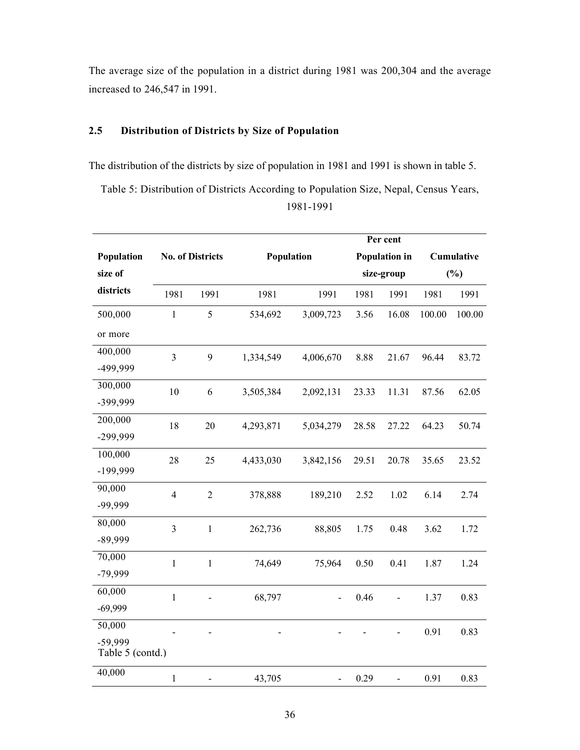The average size of the population in a district during 1981 was 200,304 and the average increased to 246,547 in 1991.

## 2.5 Distribution of Districts by Size of Population

The distribution of the districts by size of population in 1981 and 1991 is shown in table 5.

Table 5: Distribution of Districts According to Population Size, Nepal, Census Years, 1981-1991

| Population size of districts | No. of Districts | | Population | | Per cent Population in size-group | | Cumulative (%) | |
|---|---|---|---|---|---|---|---|---|
| | 1981 | 1991 | 1981 | 1991 | 1981 | 1991 | 1981 | 1991 |
| 500,000 or more | 1 | 5 | 534,692 | 3,009,723 | 3.56 | 16.08 | 100.00 | 100.00 |
| 400,000 -499,999 | 3 | 9 | 1,334,549 | 4,006,670 | 8.88 | 21.67 | 96.44 | 83.72 |
| 300,000 -399,999 | 10 | 6 | 3,505,384 | 2,092,131 | 23.33 | 11.31 | 87.56 | 62.05 |
| 200,000 -299,999 | 18 | 20 | 4,293,871 | 5,034,279 | 28.58 | 27.22 | 64.23 | 50.74 |
| 100,000 -199,999 | 28 | 25 | 4,433,030 | 3,842,156 | 29.51 | 20.78 | 35.65 | 23.52 |
| 90,000 -99,999 | 4 | 2 | 378,888 | 189,210 | 2.52 | 1.02 | 6.14 | 2.74 |
| 80,000 -89,999 | 3 | 1 | 262,736 | 88,805 | 1.75 | 0.48 | 3.62 | 1.72 |
| 70,000 -79,999 | 1 | 1 | 74,649 | 75,964 | 0.50 | 0.41 | 1.87 | 1.24 |
| 60,000 -69,999 | 1 | - | 68,797 | - | 0.46 | - | 1.37 | 0.83 |
| 50,000 -59,999 | - | - | - | - | - | - | 0.91 | 0.83 |

Table 5 (contd.)

| Population size of districts | No. of Districts | | Population | | Per cent Population in size-group | | Cumulative (%) | |
|---|---|---|---|---|---|---|---|---|
| | 1981 | 1991 | 1981 | 1991 | 1981 | 1991 | 1981 | 1991 |
| 40,000 | 1 | - | 43,705 | - | 0.29 | - | 0.91 | 0.83 |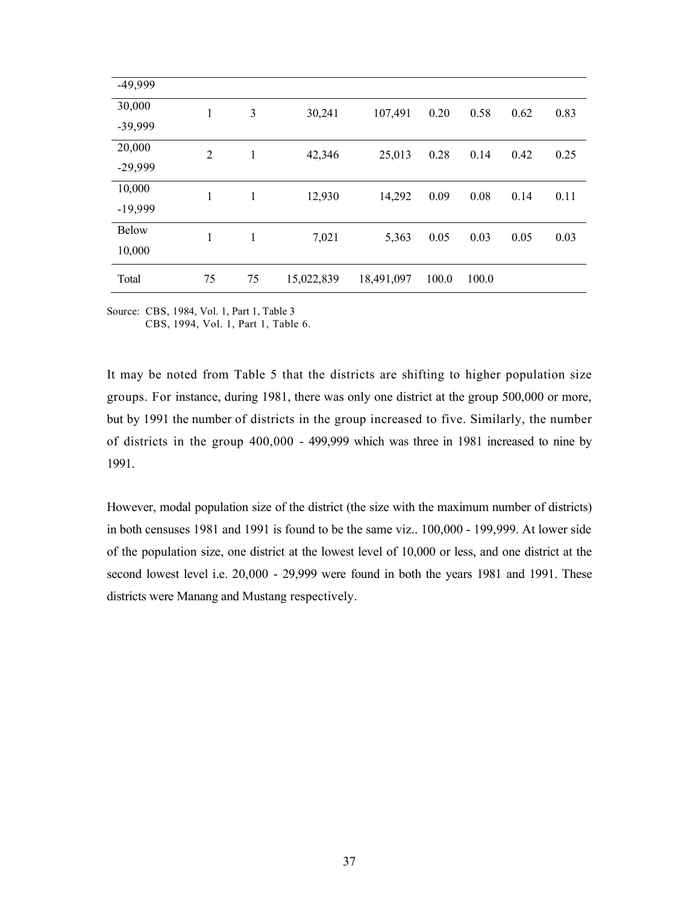| | | | | | | | | |
|---|---|---|---|---|---|---|---|---|
| -49,999 | | | | | | | | |
| 30,000 -39,999 | 1 | 3 | 30,241 | 107,491 | 0.20 | 0.58 | 0.62 | 0.83 |
| 20,000 -29,999 | 2 | 1 | 42,346 | 25,013 | 0.28 | 0.14 | 0.42 | 0.25 |
| 10,000 -19,999 | 1 | 1 | 12,930 | 14,292 | 0.09 | 0.08 | 0.14 | 0.11 |
| Below 10,000 | 1 | 1 | 7,021 | 5,363 | 0.05 | 0.03 | 0.05 | 0.03 |
| Total | 75 | 75 | 15,022,839 | 18,491,097 | 100.0 | 100.0 | | |

Source: CBS, 1984, Vol. 1, Part 1, Table 3
CBS, 1994, Vol. 1, Part 1, Table 6.

It may be noted from Table 5 that the districts are shifting to higher population size groups. For instance, during 1981, there was only one district at the group 500,000 or more, but by 1991 the number of districts in the group increased to five. Similarly, the number of districts in the group 400,000 - 499,999 which was three in 1981 increased to nine by 1991.

However, modal population size of the district (the size with the maximum number of districts) in both censuses 1981 and 1991 is found to be the same viz.. 100,000 - 199,999. At lower side of the population size, one district at the lowest level of 10,000 or less, and one district at the second lowest level i.e. 20,000 - 29,999 were found in both the years 1981 and 1991. These districts were Manang and Mustang respectively.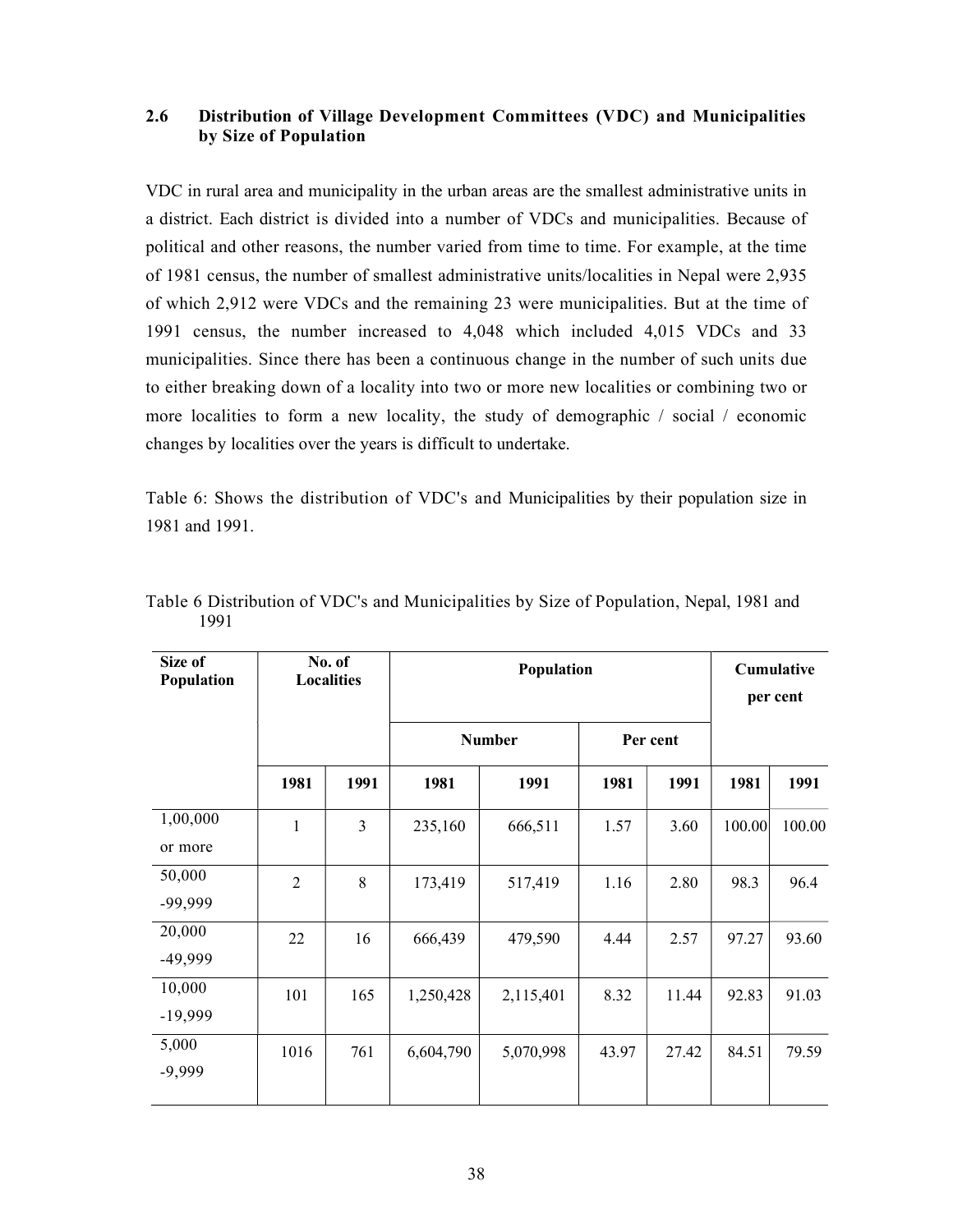### 2.6 Distribution of Village Development Committees (VDC) and Municipalities by Size of Population

VDC in rural area and municipality in the urban areas are the smallest administrative units in a district. Each district is divided into a number of VDCs and municipalities. Because of political and other reasons, the number varied from time to time. For example, at the time of 1981 census, the number of smallest administrative units/localities in Nepal were 2,935 of which 2,912 were VDCs and the remaining 23 were municipalities. But at the time of 1991 census, the number increased to 4,048 which included 4,015 VDCs and 33 municipalities. Since there has been a continuous change in the number of such units due to either breaking down of a locality into two or more new localities or combining two or more localities to form a new locality, the study of demographic / social / economic changes by localities over the years is difficult to undertake.

Table 6: Shows the distribution of VDC's and Municipalities by their population size in 1981 and 1991.

Table 6 Distribution of VDC's and Municipalities by Size of Population, Nepal, 1981 and 1991

| Size of Population | No. of Localities | | Population | | | | Cumulative per cent | |
|---|---|---|---|---|---|---|---|---|
| | | | Number | | Per cent | | | |
| | 1981 | 1991 | 1981 | 1991 | 1981 | 1991 | 1981 | 1991 |
| 1,00,000 or more | 1 | 3 | 235,160 | 666,511 | 1.57 | 3.60 | 100.00 | 100.00 |
| 50,000 -99,999 | 2 | 8 | 173,419 | 517,419 | 1.16 | 2.80 | 98.3 | 96.4 |
| 20,000 -49,999 | 22 | 16 | 666,439 | 479,590 | 4.44 | 2.57 | 97.27 | 93.60 |
| 10,000 -19,999 | 101 | 165 | 1,250,428 | 2,115,401 | 8.32 | 11.44 | 92.83 | 91.03 |
| 5,000 -9,999 | 1016 | 761 | 6,604,790 | 5,070,998 | 43.97 | 27.42 | 84.51 | 79.59 |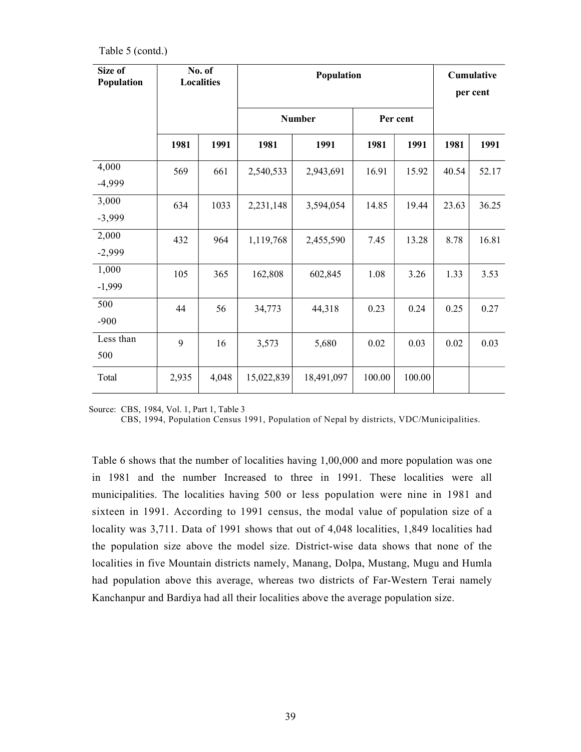Table 5 (contd.)

| Size of Population | No. of Localities | | Population | | | | Cumulative per cent | |
|---|---|---|---|---|---|---|---|---|
| | | | Number | | Per cent | | | |
| | 1981 | 1991 | 1981 | 1991 | 1981 | 1991 | 1981 | 1991 |
| 4,000 -4,999 | 569 | 661 | 2,540,533 | 2,943,691 | 16.91 | 15.92 | 40.54 | 52.17 |
| 3,000 -3,999 | 634 | 1033 | 2,231,148 | 3,594,054 | 14.85 | 19.44 | 23.63 | 36.25 |
| 2,000 -2,999 | 432 | 964 | 1,119,768 | 2,455,590 | 7.45 | 13.28 | 8.78 | 16.81 |
| 1,000 -1,999 | 105 | 365 | 162,808 | 602,845 | 1.08 | 3.26 | 1.33 | 3.53 |
| 500 -900 | 44 | 56 | 34,773 | 44,318 | 0.23 | 0.24 | 0.25 | 0.27 |
| Less than 500 | 9 | 16 | 3,573 | 5,680 | 0.02 | 0.03 | 0.02 | 0.03 |
| Total | 2,935 | 4,048 | 15,022,839 | 18,491,097 | 100.00 | 100.00 | | |

Source: CBS, 1984, Vol. 1, Part 1, Table 3
CBS, 1994, Population Census 1991, Population of Nepal by districts, VDC/Municipalities.

Table 6 shows that the number of localities having 1,00,000 and more population was one in 1981 and the number Increased to three in 1991. These localities were all municipalities. The localities having 500 or less population were nine in 1981 and sixteen in 1991. According to 1991 census, the modal value of population size of a locality was 3,711. Data of 1991 shows that out of 4,048 localities, 1,849 localities had the population size above the model size. District-wise data shows that none of the localities in five Mountain districts namely, Manang, Dolpa, Mustang, Mugu and Humla had population above this average, whereas two districts of Far-Western Terai namely Kanchanpur and Bardiya had all their localities above the average population size.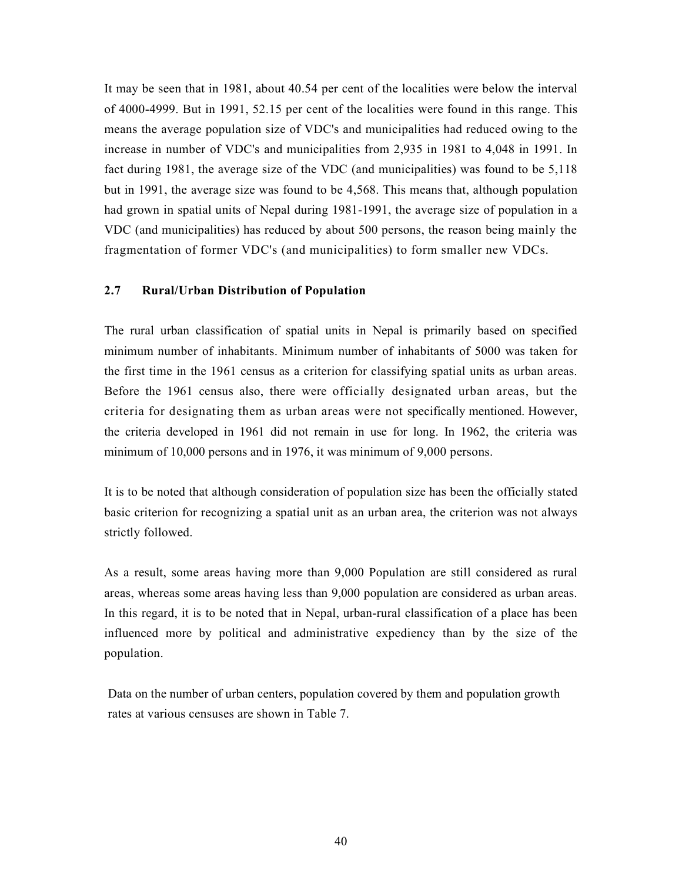It may be seen that in 1981, about 40.54 per cent of the localities were below the interval of 4000-4999. But in 1991, 52.15 per cent of the localities were found in this range. This means the average population size of VDC's and municipalities had reduced owing to the increase in number of VDC's and municipalities from 2,935 in 1981 to 4,048 in 1991. In fact during 1981, the average size of the VDC (and municipalities) was found to be 5,118 but in 1991, the average size was found to be 4,568. This means that, although population had grown in spatial units of Nepal during 1981-1991, the average size of population in a VDC (and municipalities) has reduced by about 500 persons, the reason being mainly the fragmentation of former VDC's (and municipalities) to form smaller new VDCs.

### 2.7 Rural/Urban Distribution of Population

The rural urban classification of spatial units in Nepal is primarily based on specified minimum number of inhabitants. Minimum number of inhabitants of 5000 was taken for the first time in the 1961 census as a criterion for classifying spatial units as urban areas. Before the 1961 census also, there were officially designated urban areas, but the criteria for designating them as urban areas were not specifically mentioned. However, the criteria developed in 1961 did not remain in use for long. In 1962, the criteria was minimum of 10,000 persons and in 1976, it was minimum of 9,000 persons.

It is to be noted that although consideration of population size has been the officially stated basic criterion for recognizing a spatial unit as an urban area, the criterion was not always strictly followed.

As a result, some areas having more than 9,000 Population are still considered as rural areas, whereas some areas having less than 9,000 population are considered as urban areas. In this regard, it is to be noted that in Nepal, urban-rural classification of a place has been influenced more by political and administrative expediency than by the size of the population.

Data on the number of urban centers, population covered by them and population growth rates at various censuses are shown in Table 7.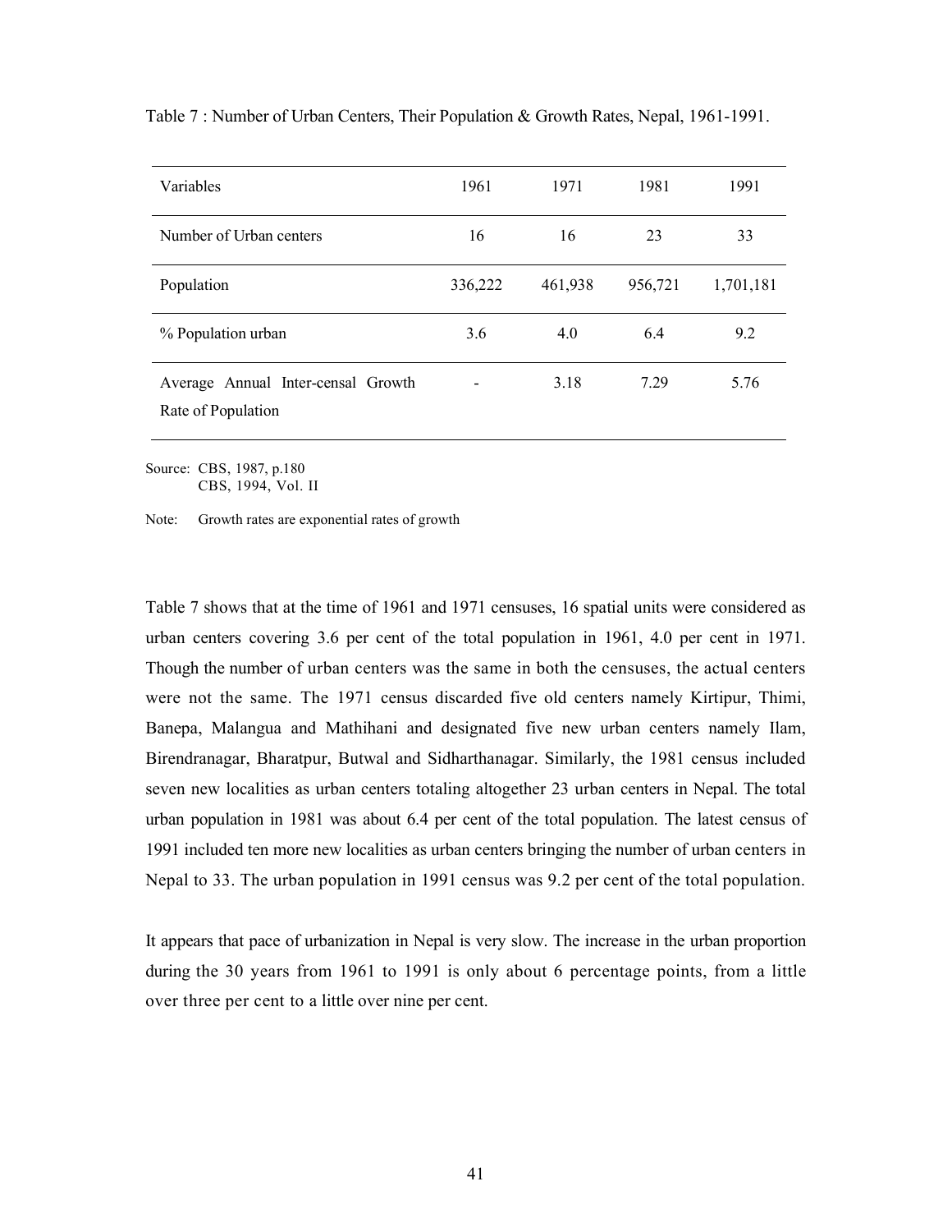Table 7 : Number of Urban Centers, Their Population & Growth Rates, Nepal, 1961-1991.

| Variables | 1961 | 1971 | 1981 | 1991 |
|---|---|---|---|---|
| Number of Urban centers | 16 | 16 | 23 | 33 |
| Population | 336,222 | 461,938 | 956,721 | 1,701,181 |
| % Population urban | 3.6 | 4.0 | 6.4 | 9.2 |
| Average Annual Inter-censal Growth Rate of Population | - | 3.18 | 7.29 | 5.76 |

Source: CBS, 1987, p.180
CBS, 1994, Vol. II

Note: Growth rates are exponential rates of growth

Table 7 shows that at the time of 1961 and 1971 censuses, 16 spatial units were considered as urban centers covering 3.6 per cent of the total population in 1961, 4.0 per cent in 1971. Though the number of urban centers was the same in both the censuses, the actual centers were not the same. The 1971 census discarded five old centers namely Kirtipur, Thimi, Banepa, Malangua and Mathihani and designated five new urban centers namely Ilam, Birendranagar, Bharatpur, Butwal and Sidharthanagar. Similarly, the 1981 census included seven new localities as urban centers totaling altogether 23 urban centers in Nepal. The total urban population in 1981 was about 6.4 per cent of the total population. The latest census of 1991 included ten more new localities as urban centers bringing the number of urban centers in Nepal to 33. The urban population in 1991 census was 9.2 per cent of the total population.

It appears that pace of urbanization in Nepal is very slow. The increase in the urban proportion during the 30 years from 1961 to 1991 is only about 6 percentage points, from a little over three per cent to a little over nine per cent.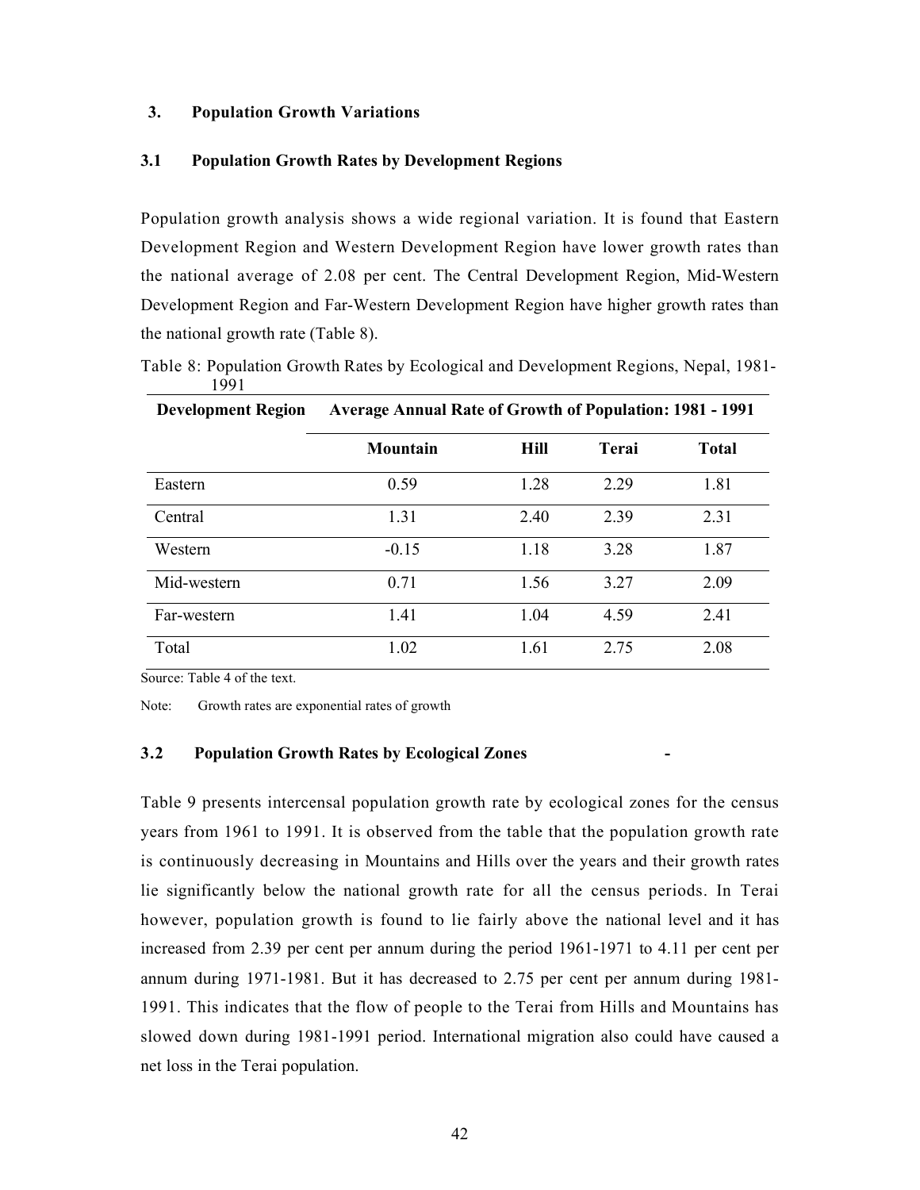## 3. Population Growth Variations

### 3.1 Population Growth Rates by Development Regions

Population growth analysis shows a wide regional variation. It is found that Eastern Development Region and Western Development Region have lower growth rates than the national average of 2.08 per cent. The Central Development Region, Mid-Western Development Region and Far-Western Development Region have higher growth rates than the national growth rate (Table 8).

Table 8: Population Growth Rates by Ecological and Development Regions, Nepal, 1981-1991

| Development Region | Average Annual Rate of Growth of Population: 1981 - 1991 | | | |
|---|---|---|---|---|
| | Mountain | Hill | Terai | Total |
| Eastern | 0.59 | 1.28 | 2.29 | 1.81 |
| Central | 1.31 | 2.40 | 2.39 | 2.31 |
| Western | -0.15 | 1.18 | 3.28 | 1.87 |
| Mid-western | 0.71 | 1.56 | 3.27 | 2.09 |
| Far-western | 1.41 | 1.04 | 4.59 | 2.41 |
| Total | 1.02 | 1.61 | 2.75 | 2.08 |

Source: Table 4 of the text.

Note: Growth rates are exponential rates of growth

### 3.2 Population Growth Rates by Ecological Zones -

Table 9 presents intercensal population growth rate by ecological zones for the census years from 1961 to 1991. It is observed from the table that the population growth rate is continuously decreasing in Mountains and Hills over the years and their growth rates lie significantly below the national growth rate for all the census periods. In Terai however, population growth is found to lie fairly above the national level and it has increased from 2.39 per cent per annum during the period 1961-1971 to 4.11 per cent per annum during 1971-1981. But it has decreased to 2.75 per cent per annum during 1981-1991. This indicates that the flow of people to the Terai from Hills and Mountains has slowed down during 1981-1991 period. International migration also could have caused a net loss in the Terai population.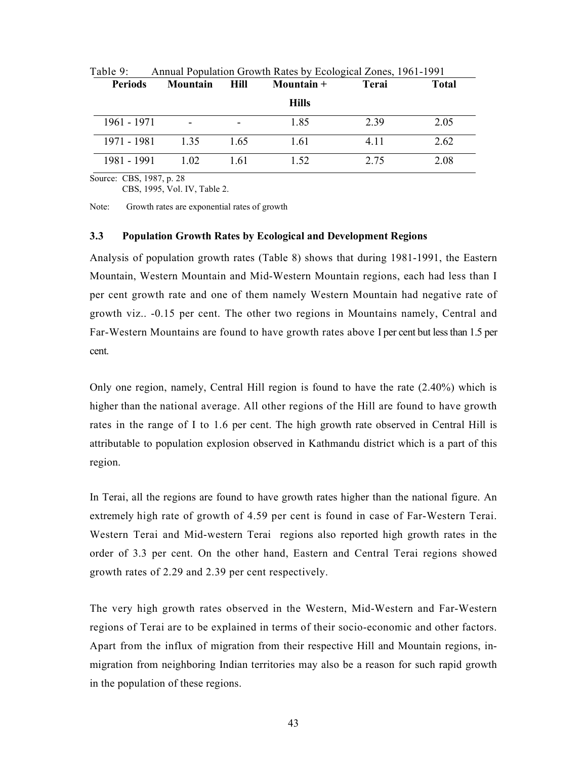Table 9: Annual Population Growth Rates by Ecological Zones, 1961-1991

| Periods | Mountain | Hill | Mountain + Hills | Terai | Total |
|---|---|---|---|---|---|
| 1961 - 1971 | - | - | 1.85 | 2.39 | 2.05 |
| 1971 - 1981 | 1.35 | 1.65 | 1.61 | 4.11 | 2.62 |
| 1981 - 1991 | 1.02 | 1.61 | 1.52 | 2.75 | 2.08 |

Source: CBS, 1987, p. 28
CBS, 1995, Vol. IV, Table 2.

Note: Growth rates are exponential rates of growth

### 3.3 Population Growth Rates by Ecological and Development Regions

Analysis of population growth rates (Table 8) shows that during 1981-1991, the Eastern Mountain, Western Mountain and Mid-Western Mountain regions, each had less than I per cent growth rate and one of them namely Western Mountain had negative rate of growth viz.. -0.15 per cent. The other two regions in Mountains namely, Central and Far-Western Mountains are found to have growth rates above I per cent but less than 1.5 per cent.

Only one region, namely, Central Hill region is found to have the rate (2.40%) which is higher than the national average. All other regions of the Hill are found to have growth rates in the range of I to 1.6 per cent. The high growth rate observed in Central Hill is attributable to population explosion observed in Kathmandu district which is a part of this region.

In Terai, all the regions are found to have growth rates higher than the national figure. An extremely high rate of growth of 4.59 per cent is found in case of Far-Western Terai. Western Terai and Mid-western Terai regions also reported high growth rates in the order of 3.3 per cent. On the other hand, Eastern and Central Terai regions showed growth rates of 2.29 and 2.39 per cent respectively.

The very high growth rates observed in the Western, Mid-Western and Far-Western regions of Terai are to be explained in terms of their socio-economic and other factors. Apart from the influx of migration from their respective Hill and Mountain regions, in-migration from neighboring Indian territories may also be a reason for such rapid growth in the population of these regions.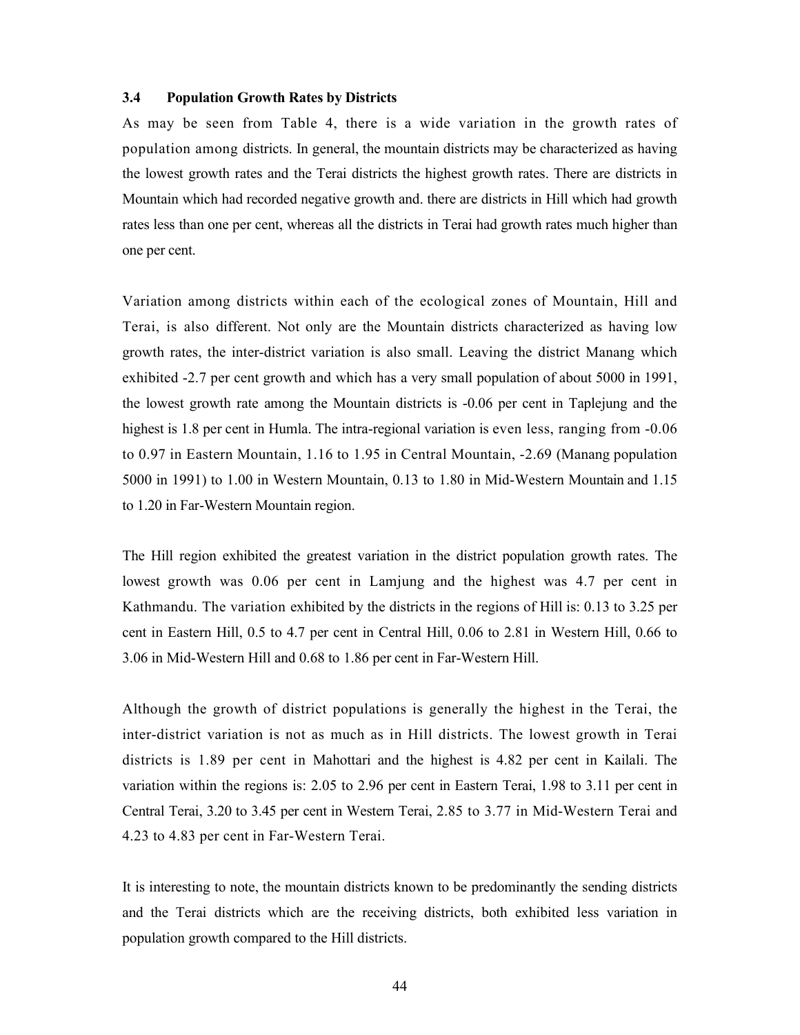### 3.4 Population Growth Rates by Districts

As may be seen from Table 4, there is a wide variation in the growth rates of population among districts. In general, the mountain districts may be characterized as having the lowest growth rates and the Terai districts the highest growth rates. There are districts in Mountain which had recorded negative growth and. there are districts in Hill which had growth rates less than one per cent, whereas all the districts in Terai had growth rates much higher than one per cent.

Variation among districts within each of the ecological zones of Mountain, Hill and Terai, is also different. Not only are the Mountain districts characterized as having low growth rates, the inter-district variation is also small. Leaving the district Manang which exhibited -2.7 per cent growth and which has a very small population of about 5000 in 1991, the lowest growth rate among the Mountain districts is -0.06 per cent in Taplejung and the highest is 1.8 per cent in Humla. The intra-regional variation is even less, ranging from -0.06 to 0.97 in Eastern Mountain, 1.16 to 1.95 in Central Mountain, -2.69 (Manang population 5000 in 1991) to 1.00 in Western Mountain, 0.13 to 1.80 in Mid-Western Mountain and 1.15 to 1.20 in Far-Western Mountain region.

The Hill region exhibited the greatest variation in the district population growth rates. The lowest growth was 0.06 per cent in Lamjung and the highest was 4.7 per cent in Kathmandu. The variation exhibited by the districts in the regions of Hill is: 0.13 to 3.25 per cent in Eastern Hill, 0.5 to 4.7 per cent in Central Hill, 0.06 to 2.81 in Western Hill, 0.66 to 3.06 in Mid-Western Hill and 0.68 to 1.86 per cent in Far-Western Hill.

Although the growth of district populations is generally the highest in the Terai, the inter-district variation is not as much as in Hill districts. The lowest growth in Terai districts is 1.89 per cent in Mahottari and the highest is 4.82 per cent in Kailali. The variation within the regions is: 2.05 to 2.96 per cent in Eastern Terai, 1.98 to 3.11 per cent in Central Terai, 3.20 to 3.45 per cent in Western Terai, 2.85 to 3.77 in Mid-Western Terai and 4.23 to 4.83 per cent in Far-Western Terai.

It is interesting to note, the mountain districts known to be predominantly the sending districts and the Terai districts which are the receiving districts, both exhibited less variation in population growth compared to the Hill districts.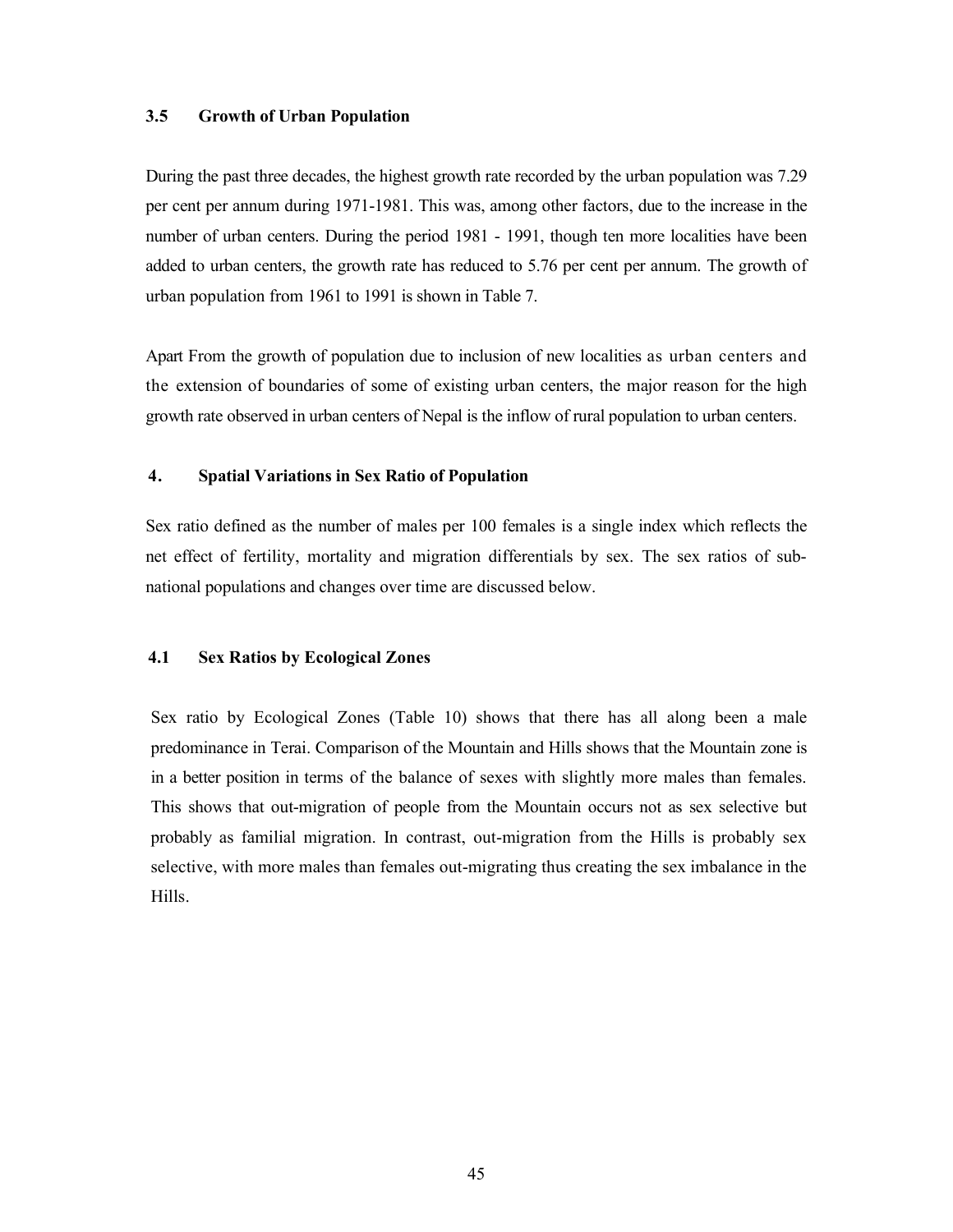### 3.5 Growth of Urban Population

During the past three decades, the highest growth rate recorded by the urban population was 7.29 per cent per annum during 1971-1981. This was, among other factors, due to the increase in the number of urban centers. During the period 1981 - 1991, though ten more localities have been added to urban centers, the growth rate has reduced to 5.76 per cent per annum. The growth of urban population from 1961 to 1991 is shown in Table 7.

Apart From the growth of population due to inclusion of new localities as urban centers and the extension of boundaries of some of existing urban centers, the major reason for the high growth rate observed in urban centers of Nepal is the inflow of rural population to urban centers.

## 4. Spatial Variations in Sex Ratio of Population

Sex ratio defined as the number of males per 100 females is a single index which reflects the net effect of fertility, mortality and migration differentials by sex. The sex ratios of sub-national populations and changes over time are discussed below.

### 4.1 Sex Ratios by Ecological Zones

Sex ratio by Ecological Zones (Table 10) shows that there has all along been a male predominance in Terai. Comparison of the Mountain and Hills shows that the Mountain zone is in a better position in terms of the balance of sexes with slightly more males than females. This shows that out-migration of people from the Mountain occurs not as sex selective but probably as familial migration. In contrast, out-migration from the Hills is probably sex selective, with more males than females out-migrating thus creating the sex imbalance in the Hills.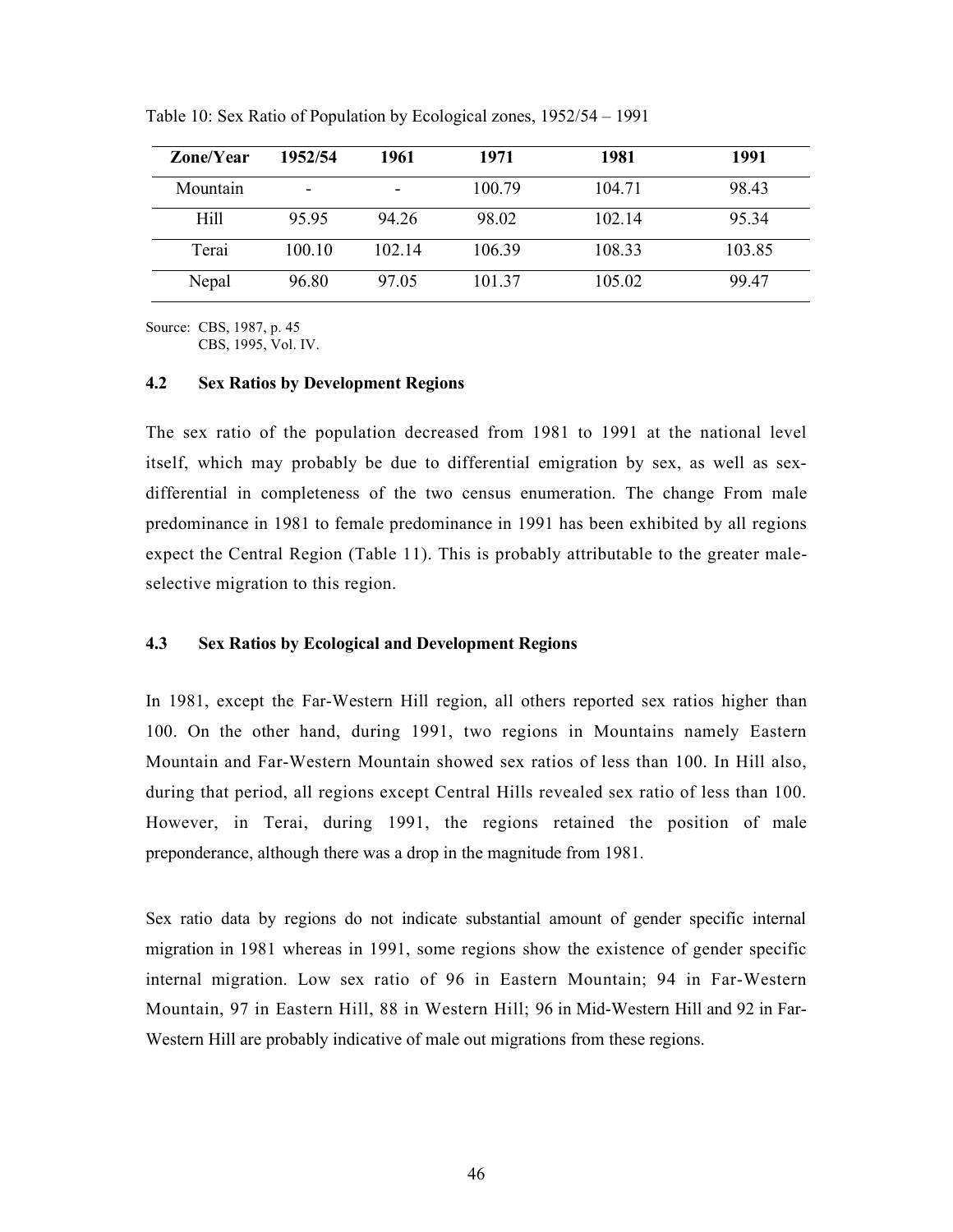Table 10: Sex Ratio of Population by Ecological zones, 1952/54 – 1991

| Zone/Year | 1952/54 | 1961 | 1971 | 1981 | 1991 |
|---|---|---|---|---|---|
| Mountain | - | - | 100.79 | 104.71 | 98.43 |
| Hill | 95.95 | 94.26 | 98.02 | 102.14 | 95.34 |
| Terai | 100.10 | 102.14 | 106.39 | 108.33 | 103.85 |
| Nepal | 96.80 | 97.05 | 101.37 | 105.02 | 99.47 |

Source: CBS, 1987, p. 45
CBS, 1995, Vol. IV.

### 4.2 Sex Ratios by Development Regions

The sex ratio of the population decreased from 1981 to 1991 at the national level itself, which may probably be due to differential emigration by sex, as well as sex-differential in completeness of the two census enumeration. The change From male predominance in 1981 to female predominance in 1991 has been exhibited by all regions expect the Central Region (Table 11). This is probably attributable to the greater male-selective migration to this region.

### 4.3 Sex Ratios by Ecological and Development Regions

In 1981, except the Far-Western Hill region, all others reported sex ratios higher than 100. On the other hand, during 1991, two regions in Mountains namely Eastern Mountain and Far-Western Mountain showed sex ratios of less than 100. In Hill also, during that period, all regions except Central Hills revealed sex ratio of less than 100. However, in Terai, during 1991, the regions retained the position of male preponderance, although there was a drop in the magnitude from 1981.

Sex ratio data by regions do not indicate substantial amount of gender specific internal migration in 1981 whereas in 1991, some regions show the existence of gender specific internal migration. Low sex ratio of 96 in Eastern Mountain; 94 in Far-Western Mountain, 97 in Eastern Hill, 88 in Western Hill; 96 in Mid-Western Hill and 92 in Far-Western Hill are probably indicative of male out migrations from these regions.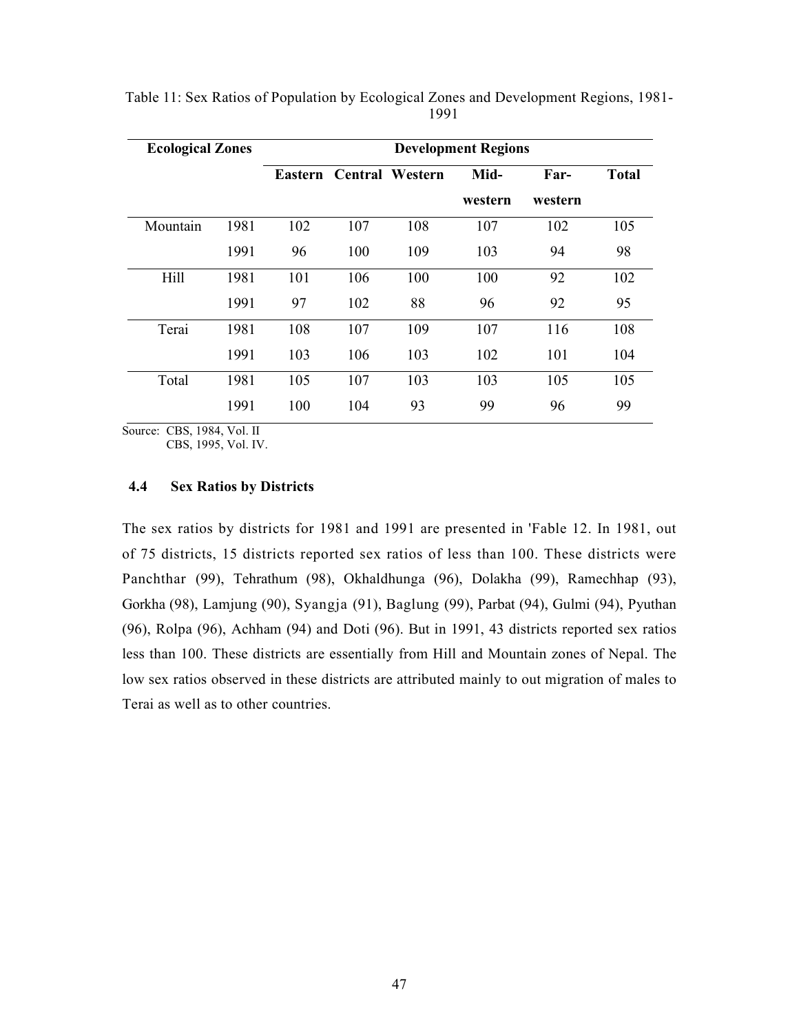Table 11: Sex Ratios of Population by Ecological Zones and Development Regions, 1981-1991

| Ecological Zones | | Development Regions | | | | | |
|---|---|---|---|---|---|---|---|
| | | Eastern | Central | Western | Mid-western | Far-western | Total |
| Mountain | 1981 | 102 | 107 | 108 | 107 | 102 | 105 |
| | 1991 | 96 | 100 | 109 | 103 | 94 | 98 |
| Hill | 1981 | 101 | 106 | 100 | 100 | 92 | 102 |
| | 1991 | 97 | 102 | 88 | 96 | 92 | 95 |
| Terai | 1981 | 108 | 107 | 109 | 107 | 116 | 108 |
| | 1991 | 103 | 106 | 103 | 102 | 101 | 104 |
| Total | 1981 | 105 | 107 | 103 | 103 | 105 | 105 |
| | 1991 | 100 | 104 | 93 | 99 | 96 | 99 |

Source: CBS, 1984, Vol. II
CBS, 1995, Vol. IV.

### 4.4 Sex Ratios by Districts

The sex ratios by districts for 1981 and 1991 are presented in 'Fable 12. In 1981, out of 75 districts, 15 districts reported sex ratios of less than 100. These districts were Panchthar (99), Tehrathum (98), Okhaldhunga (96), Dolakha (99), Ramechhap (93), Gorkha (98), Lamjung (90), Syangja (91), Baglung (99), Parbat (94), Gulmi (94), Pyuthan (96), Rolpa (96), Achham (94) and Doti (96). But in 1991, 43 districts reported sex ratios less than 100. These districts are essentially from Hill and Mountain zones of Nepal. The low sex ratios observed in these districts are attributed mainly to out migration of males to Terai as well as to other countries.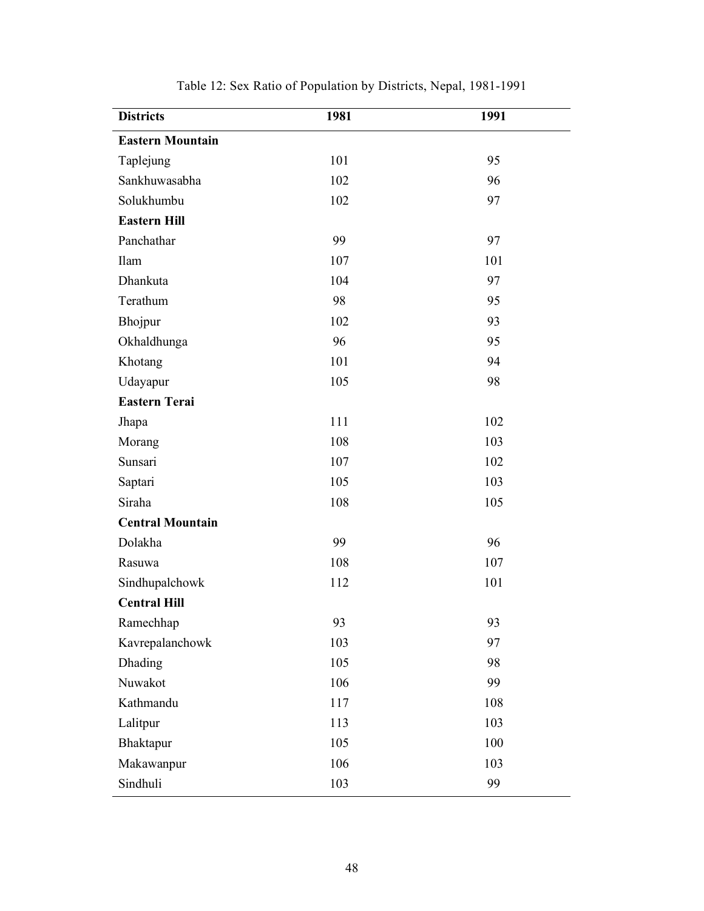Table 12: Sex Ratio of Population by Districts, Nepal, 1981-1991

| Districts | 1981 | 1991 |
|---|---|---|
| **Eastern Mountain** | | |
| Taplejung | 101 | 95 |
| Sankhuwasabha | 102 | 96 |
| Solukhumbu | 102 | 97 |
| **Eastern Hill** | | |
| Panchathar | 99 | 97 |
| Ilam | 107 | 101 |
| Dhankuta | 104 | 97 |
| Terathum | 98 | 95 |
| Bhojpur | 102 | 93 |
| Okhaldhunga | 96 | 95 |
| Khotang | 101 | 94 |
| Udayapur | 105 | 98 |
| **Eastern Terai** | | |
| Jhapa | 111 | 102 |
| Morang | 108 | 103 |
| Sunsari | 107 | 102 |
| Saptari | 105 | 103 |
| Siraha | 108 | 105 |
| **Central Mountain** | | |
| Dolakha | 99 | 96 |
| Rasuwa | 108 | 107 |
| Sindhupalchowk | 112 | 101 |
| **Central Hill** | | |
| Ramechhap | 93 | 93 |
| Kavrepalanchowk | 103 | 97 |
| Dhading | 105 | 98 |
| Nuwakot | 106 | 99 |
| Kathmandu | 117 | 108 |
| Lalitpur | 113 | 103 |
| Bhaktapur | 105 | 100 |
| Makawanpur | 106 | 103 |
| Sindhuli | 103 | 99 |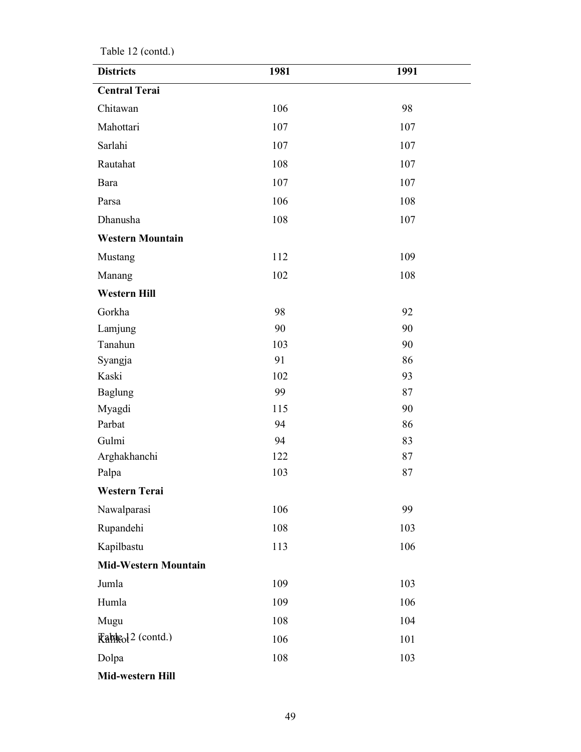Table 12 (contd.)

| Districts | 1981 | 1991 |
|---|---|---|
| **Central Terai** | | |
| Chitawan | 106 | 98 |
| Mahottari | 107 | 107 |
| Sarlahi | 107 | 107 |
| Rautahat | 108 | 107 |
| Bara | 107 | 107 |
| Parsa | 106 | 108 |
| Dhanusha | 108 | 107 |
| **Western Mountain** | | |
| Mustang | 112 | 109 |
| Manang | 102 | 108 |
| **Western Hill** | | |
| Gorkha | 98 | 92 |
| Lamjung | 90 | 90 |
| Tanahun | 103 | 90 |
| Syangja | 91 | 86 |
| Kaski | 102 | 93 |
| Baglung | 99 | 87 |
| Myagdi | 115 | 90 |
| Parbat | 94 | 86 |
| Gulmi | 94 | 83 |
| Arghakhanchi | 122 | 87 |
| Palpa | 103 | 87 |
| **Western Terai** | | |
| Nawalparasi | 106 | 99 |
| Rupandehi | 108 | 103 |
| Kapilbastu | 113 | 106 |
| **Mid-Western Mountain** | | |
| Jumla | 109 | 103 |
| Humla | 109 | 106 |
| Mugu | 108 | 104 |
| Kalikot | 106 | 101 |
| Dolpa | 108 | 103 |
| **Mid-western Hill** | | |

Table 12 (contd.)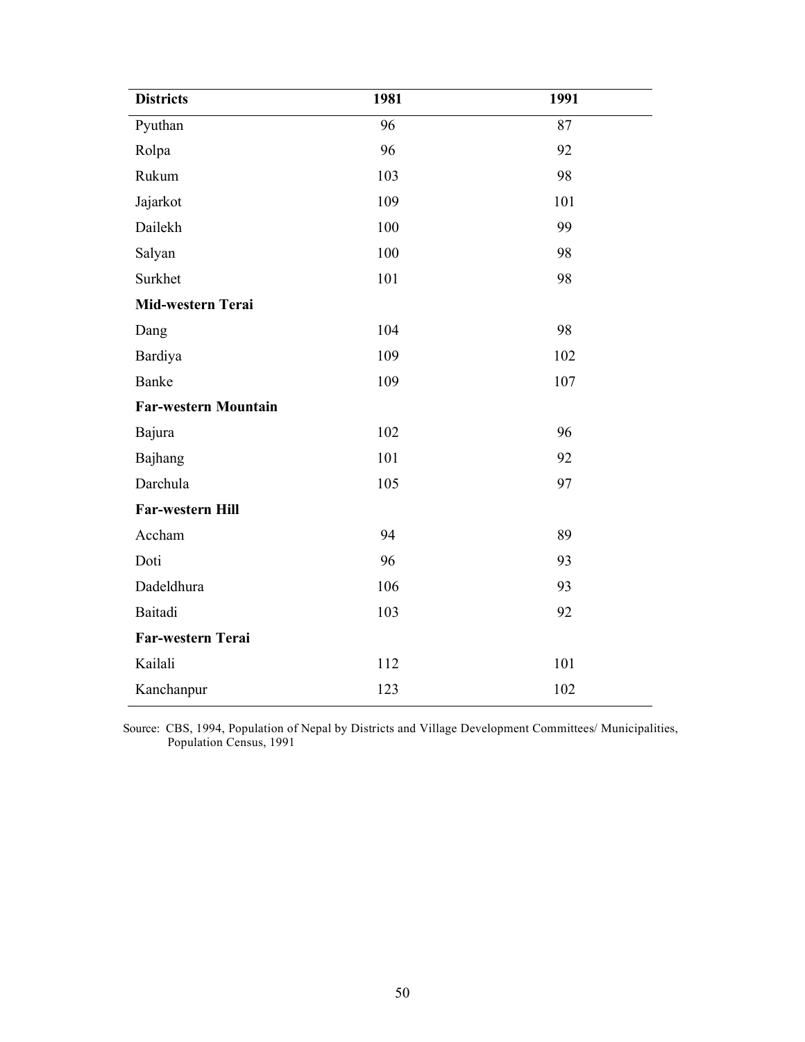| Districts | 1981 | 1991 |
|---|---|---|
| Pyuthan | 96 | 87 |
| Rolpa | 96 | 92 |
| Rukum | 103 | 98 |
| Jajarkot | 109 | 101 |
| Dailekh | 100 | 99 |
| Salyan | 100 | 98 |
| Surkhet | 101 | 98 |
| **Mid-western Terai** | | |
| Dang | 104 | 98 |
| Bardiya | 109 | 102 |
| Banke | 109 | 107 |
| **Far-western Mountain** | | |
| Bajura | 102 | 96 |
| Bajhang | 101 | 92 |
| Darchula | 105 | 97 |
| **Far-western Hill** | | |
| Accham | 94 | 89 |
| Doti | 96 | 93 |
| Dadeldhura | 106 | 93 |
| Baitadi | 103 | 92 |
| **Far-western Terai** | | |
| Kailali | 112 | 101 |
| Kanchanpur | 123 | 102 |

Source: CBS, 1994, Population of Nepal by Districts and Village Development Committees/ Municipalities, Population Census, 1991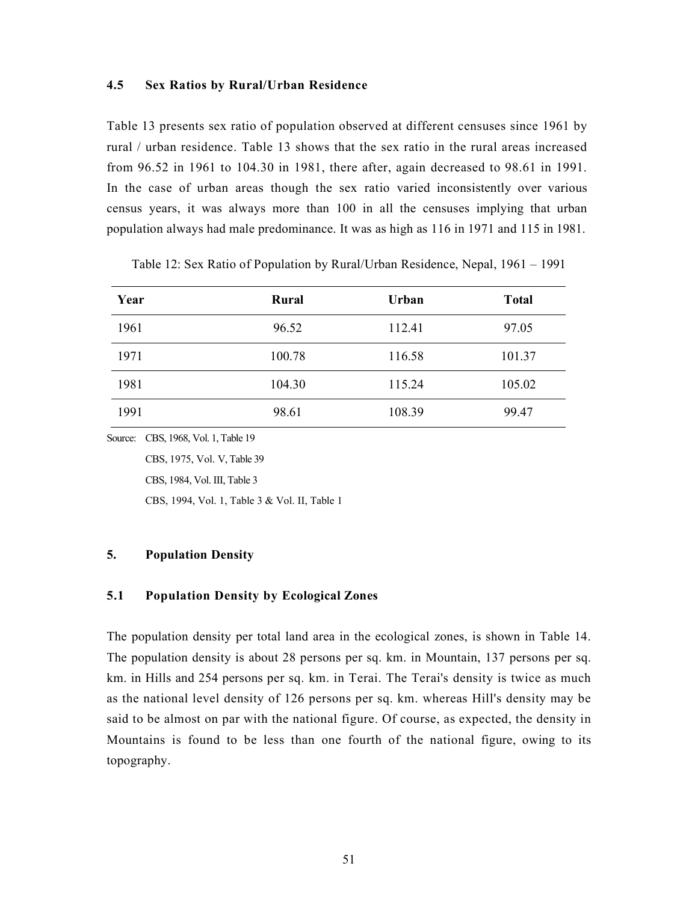### 4.5 Sex Ratios by Rural/Urban Residence

Table 13 presents sex ratio of population observed at different censuses since 1961 by rural / urban residence. Table 13 shows that the sex ratio in the rural areas increased from 96.52 in 1961 to 104.30 in 1981, there after, again decreased to 98.61 in 1991. In the case of urban areas though the sex ratio varied inconsistently over various census years, it was always more than 100 in all the censuses implying that urban population always had male predominance. It was as high as 116 in 1971 and 115 in 1981.

Table 12: Sex Ratio of Population by Rural/Urban Residence, Nepal, 1961 – 1991

| Year | Rural | Urban | Total |
|---|---|---|---|
| 1961 | 96.52 | 112.41 | 97.05 |
| 1971 | 100.78 | 116.58 | 101.37 |
| 1981 | 104.30 | 115.24 | 105.02 |
| 1991 | 98.61 | 108.39 | 99.47 |

Source: CBS, 1968, Vol. 1, Table 19
CBS, 1975, Vol. V, Table 39
CBS, 1984, Vol. III, Table 3
CBS, 1994, Vol. 1, Table 3 & Vol. II, Table 1

## 5. Population Density

### 5.1 Population Density by Ecological Zones

The population density per total land area in the ecological zones, is shown in Table 14. The population density is about 28 persons per sq. km. in Mountain, 137 persons per sq. km. in Hills and 254 persons per sq. km. in Terai. The Terai's density is twice as much as the national level density of 126 persons per sq. km. whereas Hill's density may be said to be almost on par with the national figure. Of course, as expected, the density in Mountains is found to be less than one fourth of the national figure, owing to its topography.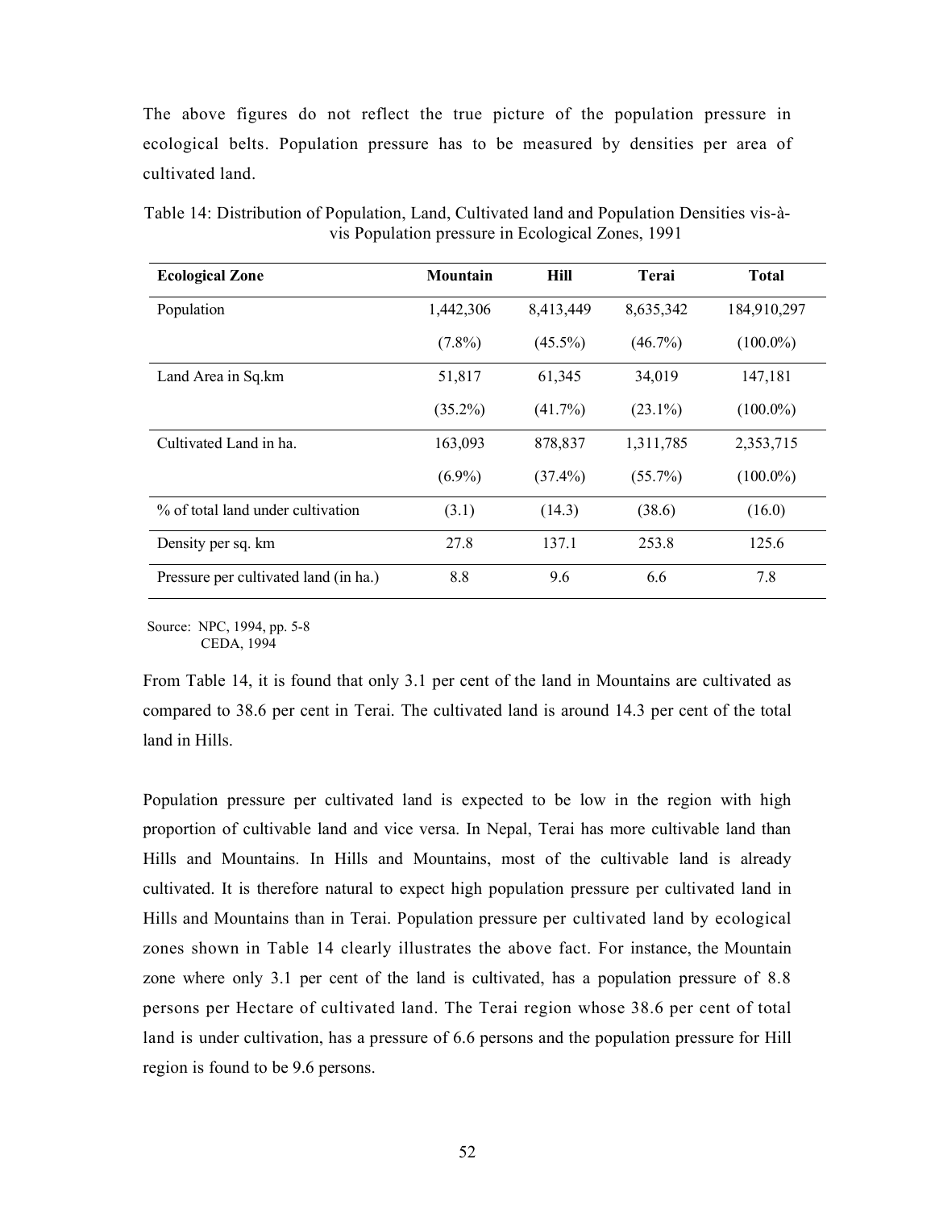The above figures do not reflect the true picture of the population pressure in ecological belts. Population pressure has to be measured by densities per area of cultivated land.

Table 14: Distribution of Population, Land, Cultivated land and Population Densities vis-à-vis Population pressure in Ecological Zones, 1991

| Ecological Zone | Mountain | Hill | Terai | Total |
|---|---|---|---|---|
| Population | 1,442,306 | 8,413,449 | 8,635,342 | 184,910,297 |
| | (7.8%) | (45.5%) | (46.7%) | (100.0%) |
| Land Area in Sq.km | 51,817 | 61,345 | 34,019 | 147,181 |
| | (35.2%) | (41.7%) | (23.1%) | (100.0%) |
| Cultivated Land in ha. | 163,093 | 878,837 | 1,311,785 | 2,353,715 |
| | (6.9%) | (37.4%) | (55.7%) | (100.0%) |
| % of total land under cultivation | (3.1) | (14.3) | (38.6) | (16.0) |
| Density per sq. km | 27.8 | 137.1 | 253.8 | 125.6 |
| Pressure per cultivated land (in ha.) | 8.8 | 9.6 | 6.6 | 7.8 |

Source: NPC, 1994, pp. 5-8
CEDA, 1994

From Table 14, it is found that only 3.1 per cent of the land in Mountains are cultivated as compared to 38.6 per cent in Terai. The cultivated land is around 14.3 per cent of the total land in Hills.

Population pressure per cultivated land is expected to be low in the region with high proportion of cultivable land and vice versa. In Nepal, Terai has more cultivable land than Hills and Mountains. In Hills and Mountains, most of the cultivable land is already cultivated. It is therefore natural to expect high population pressure per cultivated land in Hills and Mountains than in Terai. Population pressure per cultivated land by ecological zones shown in Table 14 clearly illustrates the above fact. For instance, the Mountain zone where only 3.1 per cent of the land is cultivated, has a population pressure of 8.8 persons per Hectare of cultivated land. The Terai region whose 38.6 per cent of total land is under cultivation, has a pressure of 6.6 persons and the population pressure for Hill region is found to be 9.6 persons.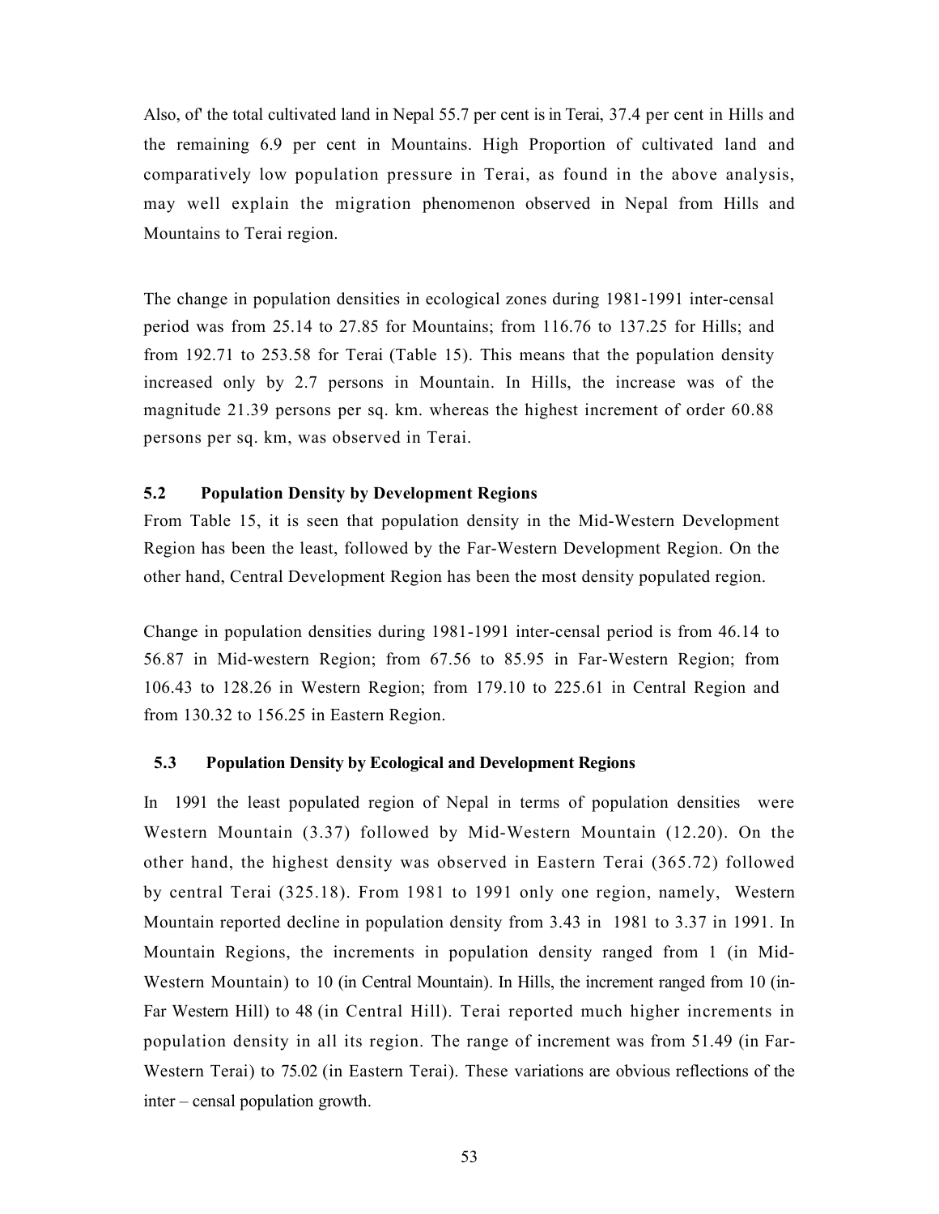Also, of' the total cultivated land in Nepal 55.7 per cent is in Terai, 37.4 per cent in Hills and the remaining 6.9 per cent in Mountains. High Proportion of cultivated land and comparatively low population pressure in Terai, as found in the above analysis, may well explain the migration phenomenon observed in Nepal from Hills and Mountains to Terai region.

The change in population densities in ecological zones during 1981-1991 inter-censal period was from 25.14 to 27.85 for Mountains; from 116.76 to 137.25 for Hills; and from 192.71 to 253.58 for Terai (Table 15). This means that the population density increased only by 2.7 persons in Mountain. In Hills, the increase was of the magnitude 21.39 persons per sq. km. whereas the highest increment of order 60.88 persons per sq. km, was observed in Terai.

### 5.2 Population Density by Development Regions

From Table 15, it is seen that population density in the Mid-Western Development Region has been the least, followed by the Far-Western Development Region. On the other hand, Central Development Region has been the most density populated region.

Change in population densities during 1981-1991 inter-censal period is from 46.14 to 56.87 in Mid-western Region; from 67.56 to 85.95 in Far-Western Region; from 106.43 to 128.26 in Western Region; from 179.10 to 225.61 in Central Region and from 130.32 to 156.25 in Eastern Region.

### 5.3 Population Density by Ecological and Development Regions

In 1991 the least populated region of Nepal in terms of population densities were Western Mountain (3.37) followed by Mid-Western Mountain (12.20). On the other hand, the highest density was observed in Eastern Terai (365.72) followed by central Terai (325.18). From 1981 to 1991 only one region, namely, Western Mountain reported decline in population density from 3.43 in 1981 to 3.37 in 1991. In Mountain Regions, the increments in population density ranged from 1 (in Mid-Western Mountain) to 10 (in Central Mountain). In Hills, the increment ranged from 10 (in-Far Western Hill) to 48 (in Central Hill). Terai reported much higher increments in population density in all its region. The range of increment was from 51.49 (in Far-Western Terai) to 75.02 (in Eastern Terai). These variations are obvious reflections of the inter – censal population growth.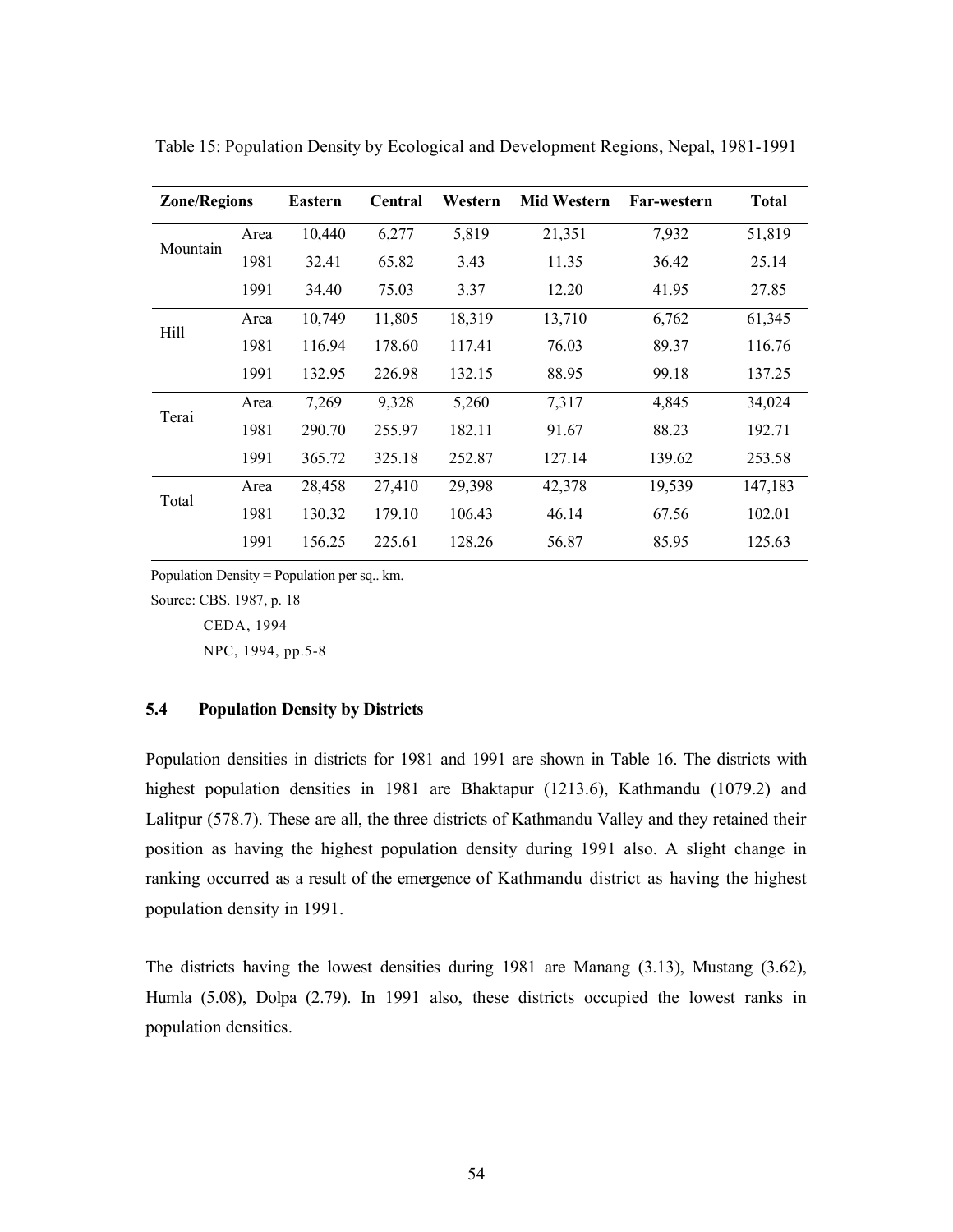Table 15: Population Density by Ecological and Development Regions, Nepal, 1981-1991

| Zone/Regions | | Eastern | Central | Western | Mid Western | Far-western | Total |
|---|---|---|---|---|---|---|---|
| Mountain | Area | 10,440 | 6,277 | 5,819 | 21,351 | 7,932 | 51,819 |
| | 1981 | 32.41 | 65.82 | 3.43 | 11.35 | 36.42 | 25.14 |
| | 1991 | 34.40 | 75.03 | 3.37 | 12.20 | 41.95 | 27.85 |
| Hill | Area | 10,749 | 11,805 | 18,319 | 13,710 | 6,762 | 61,345 |
| | 1981 | 116.94 | 178.60 | 117.41 | 76.03 | 89.37 | 116.76 |
| | 1991 | 132.95 | 226.98 | 132.15 | 88.95 | 99.18 | 137.25 |
| Terai | Area | 7,269 | 9,328 | 5,260 | 7,317 | 4,845 | 34,024 |
| | 1981 | 290.70 | 255.97 | 182.11 | 91.67 | 88.23 | 192.71 |
| | 1991 | 365.72 | 325.18 | 252.87 | 127.14 | 139.62 | 253.58 |
| Total | Area | 28,458 | 27,410 | 29,398 | 42,378 | 19,539 | 147,183 |
| | 1981 | 130.32 | 179.10 | 106.43 | 46.14 | 67.56 | 102.01 |
| | 1991 | 156.25 | 225.61 | 128.26 | 56.87 | 85.95 | 125.63 |

Population Density = Population per sq.. km.

Source: CBS. 1987, p. 18

CEDA, 1994

NPC, 1994, pp.5-8

### 5.4 Population Density by Districts

Population densities in districts for 1981 and 1991 are shown in Table 16. The districts with highest population densities in 1981 are Bhaktapur (1213.6), Kathmandu (1079.2) and Lalitpur (578.7). These are all, the three districts of Kathmandu Valley and they retained their position as having the highest population density during 1991 also. A slight change in ranking occurred as a result of the emergence of Kathmandu district as having the highest population density in 1991.

The districts having the lowest densities during 1981 are Manang (3.13), Mustang (3.62), Humla (5.08), Dolpa (2.79). In 1991 also, these districts occupied the lowest ranks in population densities.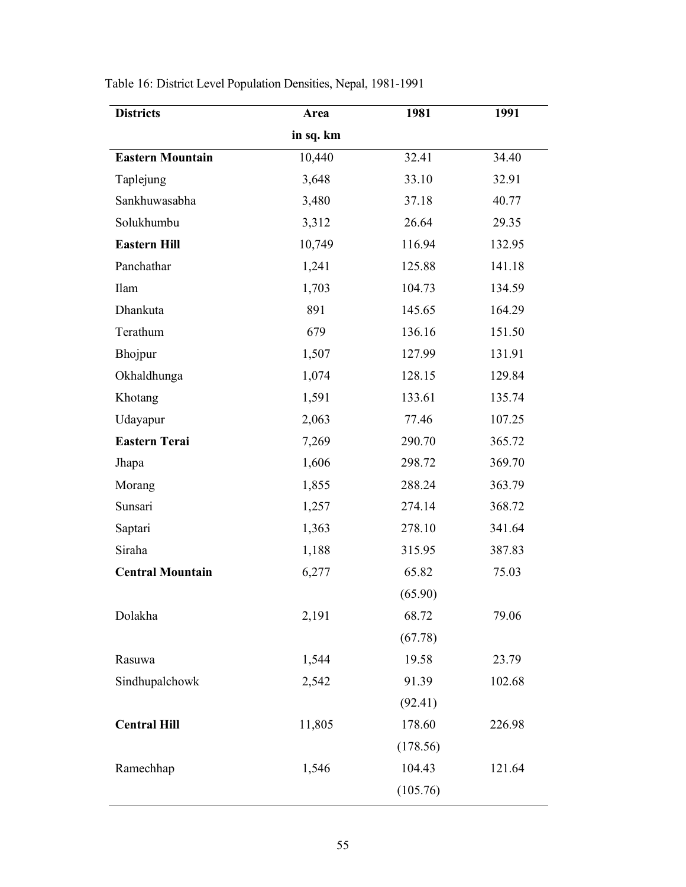Table 16: District Level Population Densities, Nepal, 1981-1991

| **Districts** | **Area in sq. km** | **1981** | **1991** |
|---|---|---|---|
| **Eastern Mountain** | 10,440 | 32.41 | 34.40 |
| Taplejung | 3,648 | 33.10 | 32.91 |
| Sankhuwasabha | 3,480 | 37.18 | 40.77 |
| Solukhumbu | 3,312 | 26.64 | 29.35 |
| **Eastern Hill** | 10,749 | 116.94 | 132.95 |
| Panchathar | 1,241 | 125.88 | 141.18 |
| Ilam | 1,703 | 104.73 | 134.59 |
| Dhankuta | 891 | 145.65 | 164.29 |
| Terathum | 679 | 136.16 | 151.50 |
| Bhojpur | 1,507 | 127.99 | 131.91 |
| Okhaldhunga | 1,074 | 128.15 | 129.84 |
| Khotang | 1,591 | 133.61 | 135.74 |
| Udayapur | 2,063 | 77.46 | 107.25 |
| **Eastern Terai** | 7,269 | 290.70 | 365.72 |
| Jhapa | 1,606 | 298.72 | 369.70 |
| Morang | 1,855 | 288.24 | 363.79 |
| Sunsari | 1,257 | 274.14 | 368.72 |
| Saptari | 1,363 | 278.10 | 341.64 |
| Siraha | 1,188 | 315.95 | 387.83 |
| **Central Mountain** | 6,277 | 65.82 (65.90) | 75.03 |
| Dolakha | 2,191 | 68.72 (67.78) | 79.06 |
| Rasuwa | 1,544 | 19.58 | 23.79 |
| Sindhupalchowk | 2,542 | 91.39 (92.41) | 102.68 |
| **Central Hill** | 11,805 | 178.60 (178.56) | 226.98 |
| Ramechhap | 1,546 | 104.43 (105.76) | 121.64 |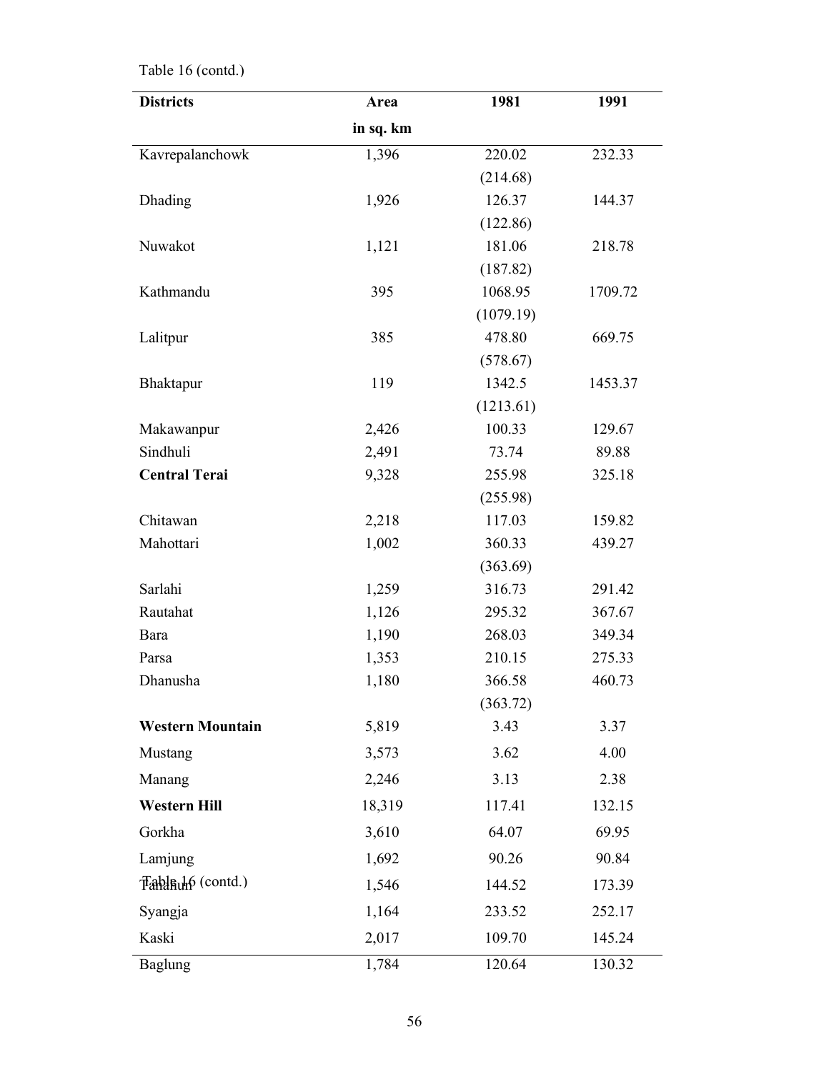Table 16 (contd.)

| Districts | Area in sq. km | 1981 | 1991 |
|---|---|---|---|
| Kavrepalanchowk | 1,396 | 220.02 (214.68) | 232.33 |
| Dhading | 1,926 | 126.37 (122.86) | 144.37 |
| Nuwakot | 1,121 | 181.06 (187.82) | 218.78 |
| Kathmandu | 395 | 1068.95 (1079.19) | 1709.72 |
| Lalitpur | 385 | 478.80 (578.67) | 669.75 |
| Bhaktapur | 119 | 1342.5 (1213.61) | 1453.37 |
| Makawanpur | 2,426 | 100.33 | 129.67 |
| Sindhuli | 2,491 | 73.74 | 89.88 |
| **Central Terai** | 9,328 | 255.98 (255.98) | 325.18 |
| Chitawan | 2,218 | 117.03 | 159.82 |
| Mahottari | 1,002 | 360.33 (363.69) | 439.27 |
| Sarlahi | 1,259 | 316.73 | 291.42 |
| Rautahat | 1,126 | 295.32 | 367.67 |
| Bara | 1,190 | 268.03 | 349.34 |
| Parsa | 1,353 | 210.15 | 275.33 |
| Dhanusha | 1,180 | 366.58 (363.72) | 460.73 |
| **Western Mountain** | 5,819 | 3.43 | 3.37 |
| Mustang | 3,573 | 3.62 | 4.00 |
| Manang | 2,246 | 3.13 | 2.38 |
| **Western Hill** | 18,319 | 117.41 | 132.15 |
| Gorkha | 3,610 | 64.07 | 69.95 |
| Lamjung | 1,692 | 90.26 | 90.84 |
| Tanahun | 1,546 | 144.52 | 173.39 |
| Syangja | 1,164 | 233.52 | 252.17 |
| Kaski | 2,017 | 109.70 | 145.24 |
| Baglung | 1,784 | 120.64 | 130.32 |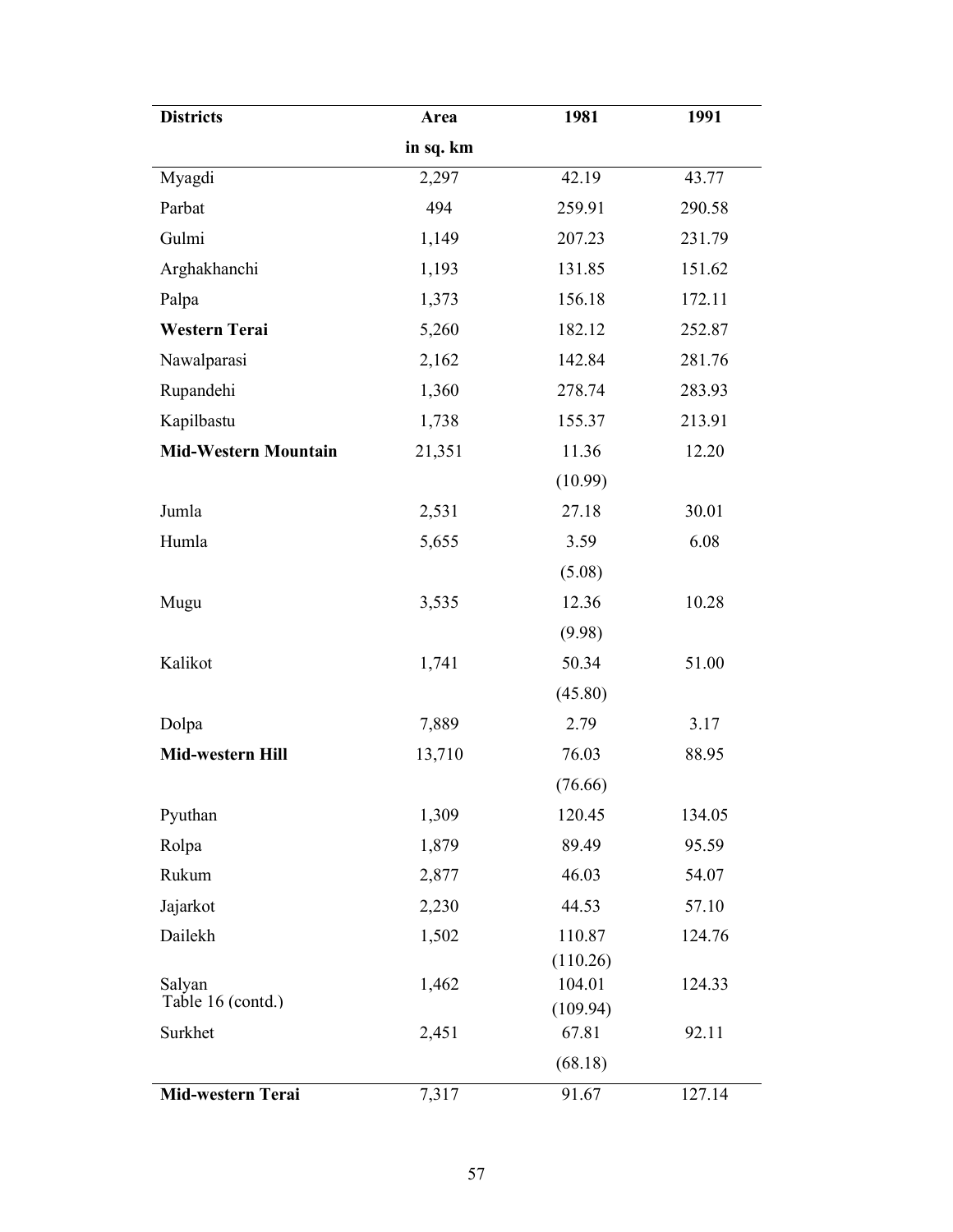| Districts | Area in sq. km | 1981 | 1991 |
|---|---|---|---|
| Myagdi | 2,297 | 42.19 | 43.77 |
| Parbat | 494 | 259.91 | 290.58 |
| Gulmi | 1,149 | 207.23 | 231.79 |
| Arghakhanchi | 1,193 | 131.85 | 151.62 |
| Palpa | 1,373 | 156.18 | 172.11 |
| **Western Terai** | 5,260 | 182.12 | 252.87 |
| Nawalparasi | 2,162 | 142.84 | 281.76 |
| Rupandehi | 1,360 | 278.74 | 283.93 |
| Kapilbastu | 1,738 | 155.37 | 213.91 |
| **Mid-Western Mountain** | 21,351 | 11.36 (10.99) | 12.20 |
| Jumla | 2,531 | 27.18 | 30.01 |
| Humla | 5,655 | 3.59 (5.08) | 6.08 |
| Mugu | 3,535 | 12.36 (9.98) | 10.28 |
| Kalikot | 1,741 | 50.34 (45.80) | 51.00 |
| Dolpa | 7,889 | 2.79 | 3.17 |
| **Mid-western Hill** | 13,710 | 76.03 (76.66) | 88.95 |
| Pyuthan | 1,309 | 120.45 | 134.05 |
| Rolpa | 1,879 | 89.49 | 95.59 |
| Rukum | 2,877 | 46.03 | 54.07 |
| Jajarkot | 2,230 | 44.53 | 57.10 |
| Dailekh | 1,502 | 110.87 (110.26) | 124.76 |
| Salyan | 1,462 | 104.01 (109.94) | 124.33 |
| Surkhet | 2,451 | 67.81 (68.18) | 92.11 |
| **Mid-western Terai** | 7,317 | 91.67 | 127.14 |

Table 16 (contd.)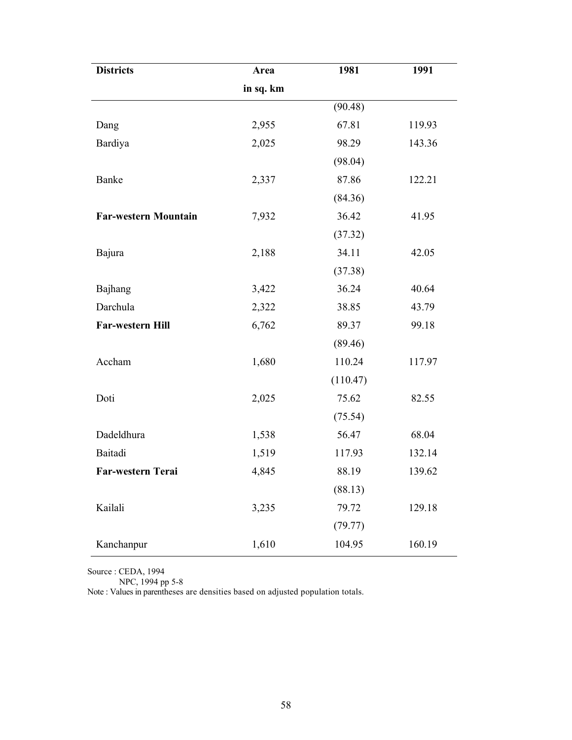| **Districts** | **Area in sq. km** | **1981** | **1991** |
|---|---|---|---|
| | | (90.48) | |
| Dang | 2,955 | 67.81 | 119.93 |
| Bardiya | 2,025 | 98.29 | 143.36 |
| | | (98.04) | |
| Banke | 2,337 | 87.86 | 122.21 |
| | | (84.36) | |
| **Far-western Mountain** | 7,932 | 36.42 | 41.95 |
| | | (37.32) | |
| Bajura | 2,188 | 34.11 | 42.05 |
| | | (37.38) | |
| Bajhang | 3,422 | 36.24 | 40.64 |
| Darchula | 2,322 | 38.85 | 43.79 |
| **Far-western Hill** | 6,762 | 89.37 | 99.18 |
| | | (89.46) | |
| Accham | 1,680 | 110.24 | 117.97 |
| | | (110.47) | |
| Doti | 2,025 | 75.62 | 82.55 |
| | | (75.54) | |
| Dadeldhura | 1,538 | 56.47 | 68.04 |
| Baitadi | 1,519 | 117.93 | 132.14 |
| **Far-western Terai** | 4,845 | 88.19 | 139.62 |
| | | (88.13) | |
| Kailali | 3,235 | 79.72 | 129.18 |
| | | (79.77) | |
| Kanchanpur | 1,610 | 104.95 | 160.19 |

Source : CEDA, 1994
NPC, 1994 pp 5-8

Note : Values in parentheses are densities based on adjusted population totals.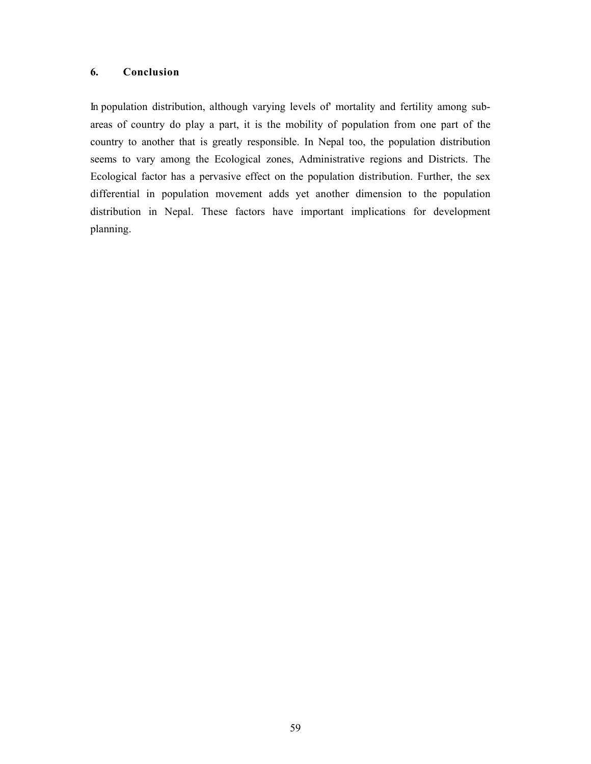## 6. Conclusion

In population distribution, although varying levels of' mortality and fertility among sub-areas of country do play a part, it is the mobility of population from one part of the country to another that is greatly responsible. In Nepal too, the population distribution seems to vary among the Ecological zones, Administrative regions and Districts. The Ecological factor has a pervasive effect on the population distribution. Further, the sex differential in population movement adds yet another dimension to the population distribution in Nepal. These factors have important implications for development planning.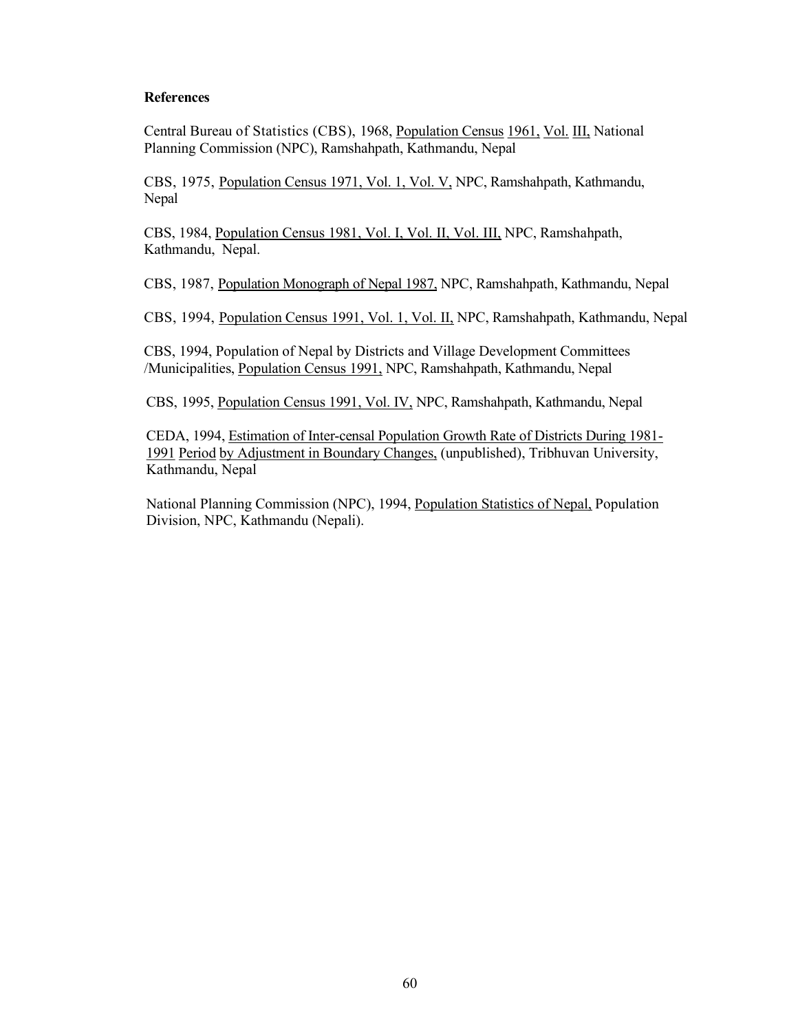**References**

Central Bureau of Statistics (CBS), 1968, Population Census 1961, Vol. III, National Planning Commission (NPC), Ramshahpath, Kathmandu, Nepal

CBS, 1975, Population Census 1971, Vol. 1, Vol. V, NPC, Ramshahpath, Kathmandu, Nepal

CBS, 1984, Population Census 1981, Vol. I, Vol. II, Vol. III, NPC, Ramshahpath, Kathmandu, Nepal.

CBS, 1987, Population Monograph of Nepal 1987, NPC, Ramshahpath, Kathmandu, Nepal

CBS, 1994, Population Census 1991, Vol. 1, Vol. II, NPC, Ramshahpath, Kathmandu, Nepal

CBS, 1994, Population of Nepal by Districts and Village Development Committees /Municipalities, Population Census 1991, NPC, Ramshahpath, Kathmandu, Nepal

CBS, 1995, Population Census 1991, Vol. IV, NPC, Ramshahpath, Kathmandu, Nepal

CEDA, 1994, Estimation of Inter-censal Population Growth Rate of Districts During 1981-1991 Period by Adjustment in Boundary Changes, (unpublished), Tribhuvan University, Kathmandu, Nepal

National Planning Commission (NPC), 1994, Population Statistics of Nepal, Population Division, NPC, Kathmandu (Nepali).